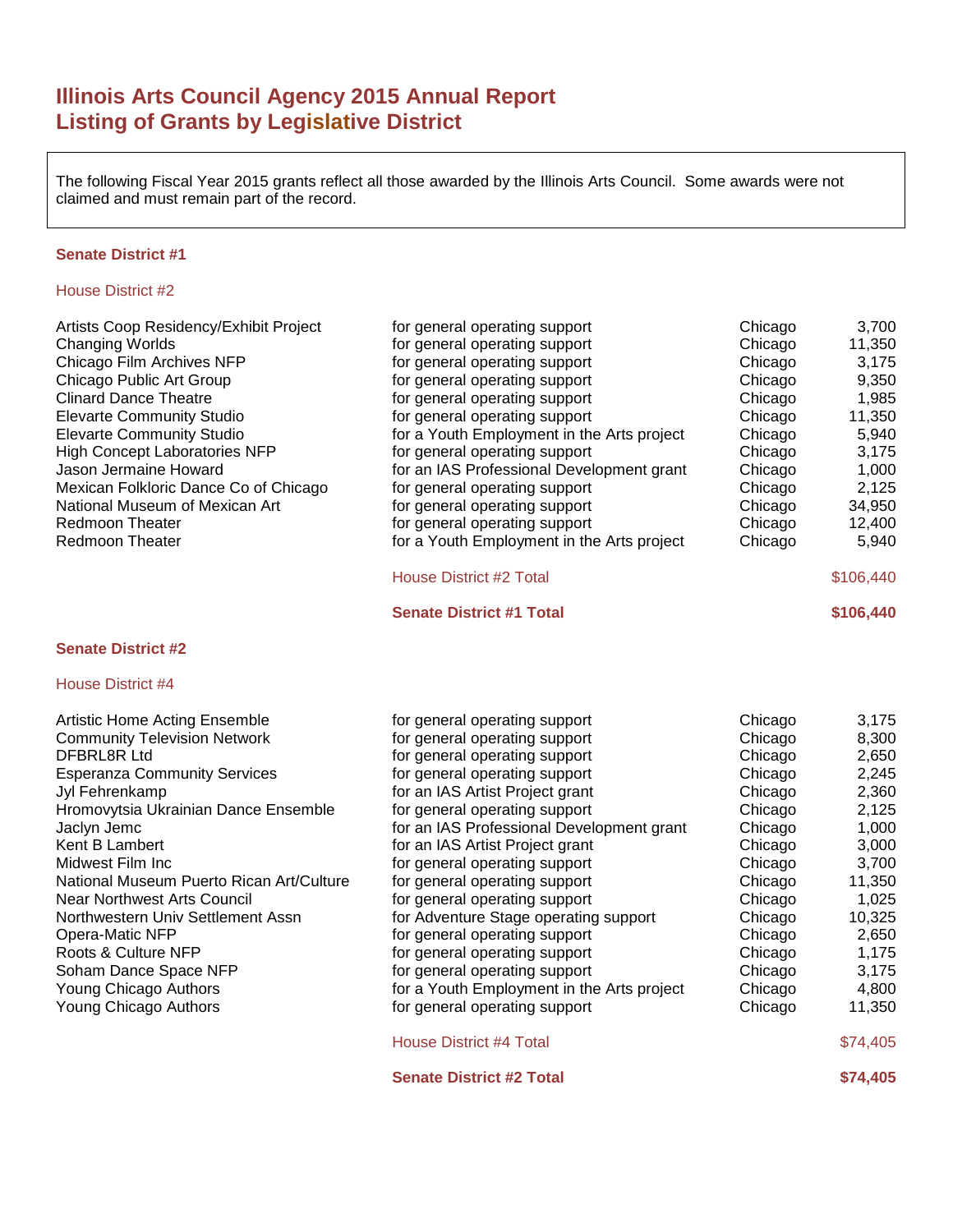# Illinois Arts Council Agency 2015 Annual Report
# Listing of Grants by Legislative District

The following Fiscal Year 2015 grants reflect all those awarded by the Illinois Arts Council. Some awards were not claimed and must remain part of the record.

## Senate District #1

### House District #2

| | | | |
|---|---|---|---|
| Artists Coop Residency/Exhibit Project | for general operating support | Chicago | 3,700 |
| Changing Worlds | for general operating support | Chicago | 11,350 |
| Chicago Film Archives NFP | for general operating support | Chicago | 3,175 |
| Chicago Public Art Group | for general operating support | Chicago | 9,350 |
| Clinard Dance Theatre | for general operating support | Chicago | 1,985 |
| Elevarte Community Studio | for general operating support | Chicago | 11,350 |
| Elevarte Community Studio | for a Youth Employment in the Arts project | Chicago | 5,940 |
| High Concept Laboratories NFP | for general operating support | Chicago | 3,175 |
| Jason Jermaine Howard | for an IAS Professional Development grant | Chicago | 1,000 |
| Mexican Folkloric Dance Co of Chicago | for general operating support | Chicago | 2,125 |
| National Museum of Mexican Art | for general operating support | Chicago | 34,950 |
| Redmoon Theater | for general operating support | Chicago | 12,400 |
| Redmoon Theater | for a Youth Employment in the Arts project | Chicago | 5,940 |
| | House District #2 Total | | $106,440 |
| | **Senate District #1 Total** | | **$106,440** |

## Senate District #2

### House District #4

| | | | |
|---|---|---|---|
| Artistic Home Acting Ensemble | for general operating support | Chicago | 3,175 |
| Community Television Network | for general operating support | Chicago | 8,300 |
| DFBRL8R Ltd | for general operating support | Chicago | 2,650 |
| Esperanza Community Services | for general operating support | Chicago | 2,245 |
| Jyl Fehrenkamp | for an IAS Artist Project grant | Chicago | 2,360 |
| Hromovytsia Ukrainian Dance Ensemble | for general operating support | Chicago | 2,125 |
| Jaclyn Jemc | for an IAS Professional Development grant | Chicago | 1,000 |
| Kent B Lambert | for an IAS Artist Project grant | Chicago | 3,000 |
| Midwest Film Inc | for general operating support | Chicago | 3,700 |
| National Museum Puerto Rican Art/Culture | for general operating support | Chicago | 11,350 |
| Near Northwest Arts Council | for general operating support | Chicago | 1,025 |
| Northwestern Univ Settlement Assn | for Adventure Stage operating support | Chicago | 10,325 |
| Opera-Matic NFP | for general operating support | Chicago | 2,650 |
| Roots & Culture NFP | for general operating support | Chicago | 1,175 |
| Soham Dance Space NFP | for general operating support | Chicago | 3,175 |
| Young Chicago Authors | for a Youth Employment in the Arts project | Chicago | 4,800 |
| Young Chicago Authors | for general operating support | Chicago | 11,350 |
| | House District #4 Total | | $74,405 |
| | **Senate District #2 Total** | | **$74,405** |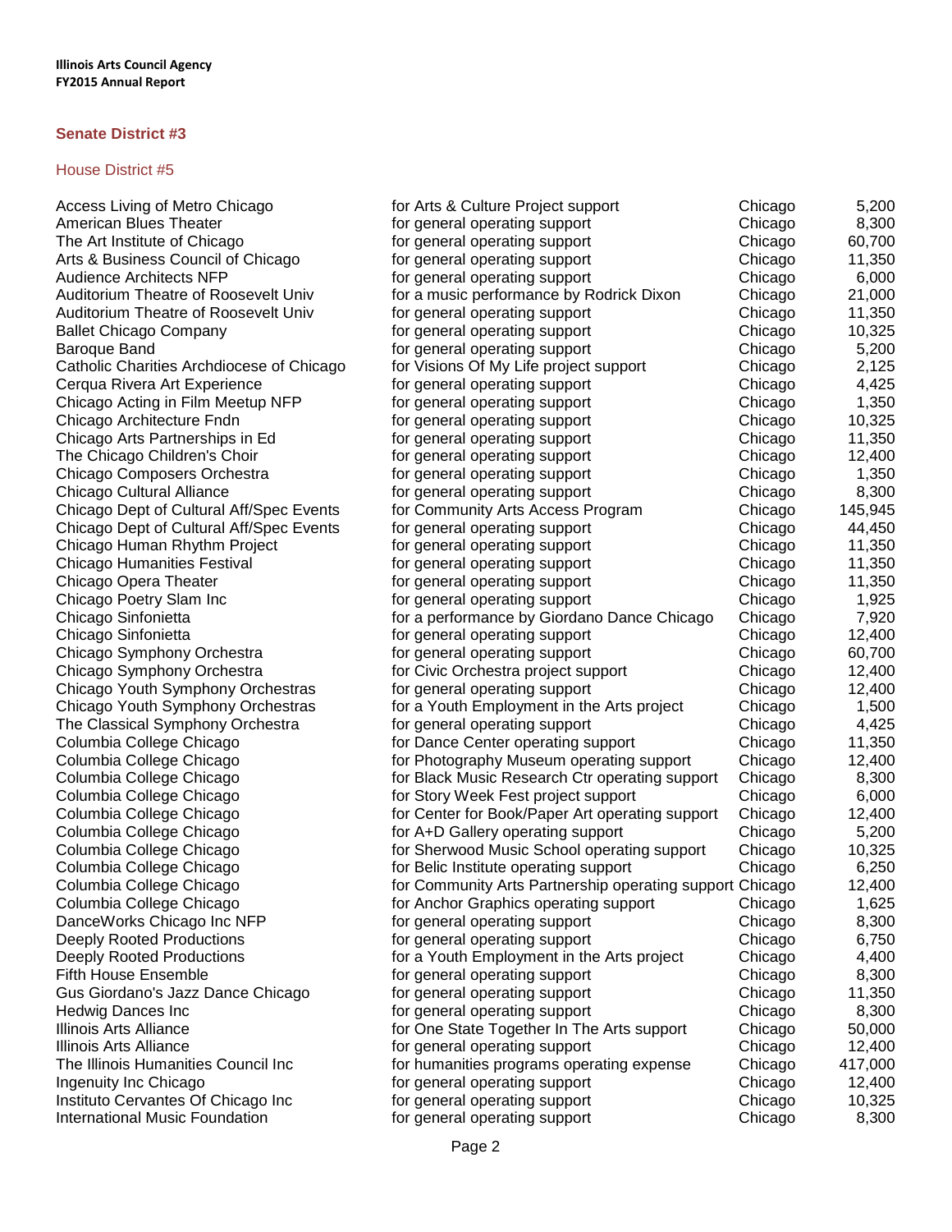## Senate District #3

### House District #5

| | | | |
|---|---|---|---|
| Access Living of Metro Chicago | for Arts & Culture Project support | Chicago | 5,200 |
| American Blues Theater | for general operating support | Chicago | 8,300 |
| The Art Institute of Chicago | for general operating support | Chicago | 60,700 |
| Arts & Business Council of Chicago | for general operating support | Chicago | 11,350 |
| Audience Architects NFP | for general operating support | Chicago | 6,000 |
| Auditorium Theatre of Roosevelt Univ | for a music performance by Rodrick Dixon | Chicago | 21,000 |
| Auditorium Theatre of Roosevelt Univ | for general operating support | Chicago | 11,350 |
| Ballet Chicago Company | for general operating support | Chicago | 10,325 |
| Baroque Band | for general operating support | Chicago | 5,200 |
| Catholic Charities Archdiocese of Chicago | for Visions Of My Life project support | Chicago | 2,125 |
| Cerqua Rivera Art Experience | for general operating support | Chicago | 4,425 |
| Chicago Acting in Film Meetup NFP | for general operating support | Chicago | 1,350 |
| Chicago Architecture Fndn | for general operating support | Chicago | 10,325 |
| Chicago Arts Partnerships in Ed | for general operating support | Chicago | 11,350 |
| The Chicago Children's Choir | for general operating support | Chicago | 12,400 |
| Chicago Composers Orchestra | for general operating support | Chicago | 1,350 |
| Chicago Cultural Alliance | for general operating support | Chicago | 8,300 |
| Chicago Dept of Cultural Aff/Spec Events | for Community Arts Access Program | Chicago | 145,945 |
| Chicago Dept of Cultural Aff/Spec Events | for general operating support | Chicago | 44,450 |
| Chicago Human Rhythm Project | for general operating support | Chicago | 11,350 |
| Chicago Humanities Festival | for general operating support | Chicago | 11,350 |
| Chicago Opera Theater | for general operating support | Chicago | 11,350 |
| Chicago Poetry Slam Inc | for general operating support | Chicago | 1,925 |
| Chicago Sinfonietta | for a performance by Giordano Dance Chicago | Chicago | 7,920 |
| Chicago Sinfonietta | for general operating support | Chicago | 12,400 |
| Chicago Symphony Orchestra | for general operating support | Chicago | 60,700 |
| Chicago Symphony Orchestra | for Civic Orchestra project support | Chicago | 12,400 |
| Chicago Youth Symphony Orchestras | for general operating support | Chicago | 12,400 |
| Chicago Youth Symphony Orchestras | for a Youth Employment in the Arts project | Chicago | 1,500 |
| The Classical Symphony Orchestra | for general operating support | Chicago | 4,425 |
| Columbia College Chicago | for Dance Center operating support | Chicago | 11,350 |
| Columbia College Chicago | for Photography Museum operating support | Chicago | 12,400 |
| Columbia College Chicago | for Black Music Research Ctr operating support | Chicago | 8,300 |
| Columbia College Chicago | for Story Week Fest project support | Chicago | 6,000 |
| Columbia College Chicago | for Center for Book/Paper Art operating support | Chicago | 12,400 |
| Columbia College Chicago | for A+D Gallery operating support | Chicago | 5,200 |
| Columbia College Chicago | for Sherwood Music School operating support | Chicago | 10,325 |
| Columbia College Chicago | for Belic Institute operating support | Chicago | 6,250 |
| Columbia College Chicago | for Community Arts Partnership operating support | Chicago | 12,400 |
| Columbia College Chicago | for Anchor Graphics operating support | Chicago | 1,625 |
| DanceWorks Chicago Inc NFP | for general operating support | Chicago | 8,300 |
| Deeply Rooted Productions | for general operating support | Chicago | 6,750 |
| Deeply Rooted Productions | for a Youth Employment in the Arts project | Chicago | 4,400 |
| Fifth House Ensemble | for general operating support | Chicago | 8,300 |
| Gus Giordano's Jazz Dance Chicago | for general operating support | Chicago | 11,350 |
| Hedwig Dances Inc | for general operating support | Chicago | 8,300 |
| Illinois Arts Alliance | for One State Together In The Arts support | Chicago | 50,000 |
| Illinois Arts Alliance | for general operating support | Chicago | 12,400 |
| The Illinois Humanities Council Inc | for humanities programs operating expense | Chicago | 417,000 |
| Ingenuity Inc Chicago | for general operating support | Chicago | 12,400 |
| Instituto Cervantes Of Chicago Inc | for general operating support | Chicago | 10,325 |
| International Music Foundation | for general operating support | Chicago | 8,300 |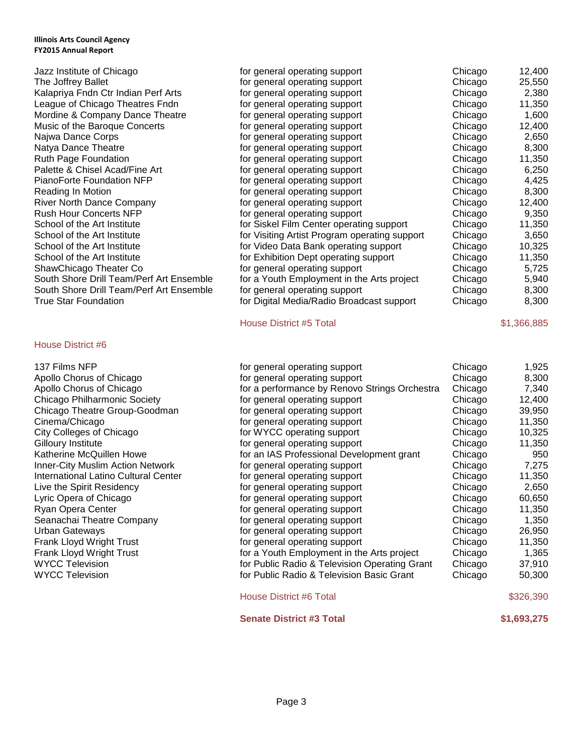| | | | |
|---|---|---|---|
| Jazz Institute of Chicago | for general operating support | Chicago | 12,400 |
| The Joffrey Ballet | for general operating support | Chicago | 25,550 |
| Kalapriya Fndn Ctr Indian Perf Arts | for general operating support | Chicago | 2,380 |
| League of Chicago Theatres Fndn | for general operating support | Chicago | 11,350 |
| Mordine & Company Dance Theatre | for general operating support | Chicago | 1,600 |
| Music of the Baroque Concerts | for general operating support | Chicago | 12,400 |
| Najwa Dance Corps | for general operating support | Chicago | 2,650 |
| Natya Dance Theatre | for general operating support | Chicago | 8,300 |
| Ruth Page Foundation | for general operating support | Chicago | 11,350 |
| Palette & Chisel Acad/Fine Art | for general operating support | Chicago | 6,250 |
| PianoForte Foundation NFP | for general operating support | Chicago | 4,425 |
| Reading In Motion | for general operating support | Chicago | 8,300 |
| River North Dance Company | for general operating support | Chicago | 12,400 |
| Rush Hour Concerts NFP | for general operating support | Chicago | 9,350 |
| School of the Art Institute | for Siskel Film Center operating support | Chicago | 11,350 |
| School of the Art Institute | for Visiting Artist Program operating support | Chicago | 3,650 |
| School of the Art Institute | for Video Data Bank operating support | Chicago | 10,325 |
| School of the Art Institute | for Exhibition Dept operating support | Chicago | 11,350 |
| ShawChicago Theater Co | for general operating support | Chicago | 5,725 |
| South Shore Drill Team/Perf Art Ensemble | for a Youth Employment in the Arts project | Chicago | 5,940 |
| South Shore Drill Team/Perf Art Ensemble | for general operating support | Chicago | 8,300 |
| True Star Foundation | for Digital Media/Radio Broadcast support | Chicago | 8,300 |
| | House District #5 Total | | $1,366,885 |

House District #6

| | | | |
|---|---|---|---|
| 137 Films NFP | for general operating support | Chicago | 1,925 |
| Apollo Chorus of Chicago | for general operating support | Chicago | 8,300 |
| Apollo Chorus of Chicago | for a performance by Renovo Strings Orchestra | Chicago | 7,340 |
| Chicago Philharmonic Society | for general operating support | Chicago | 12,400 |
| Chicago Theatre Group-Goodman | for general operating support | Chicago | 39,950 |
| Cinema/Chicago | for general operating support | Chicago | 11,350 |
| City Colleges of Chicago | for WYCC operating support | Chicago | 10,325 |
| Gilloury Institute | for general operating support | Chicago | 11,350 |
| Katherine McQuillen Howe | for an IAS Professional Development grant | Chicago | 950 |
| Inner-City Muslim Action Network | for general operating support | Chicago | 7,275 |
| International Latino Cultural Center | for general operating support | Chicago | 11,350 |
| Live the Spirit Residency | for general operating support | Chicago | 2,650 |
| Lyric Opera of Chicago | for general operating support | Chicago | 60,650 |
| Ryan Opera Center | for general operating support | Chicago | 11,350 |
| Seanachai Theatre Company | for general operating support | Chicago | 1,350 |
| Urban Gateways | for general operating support | Chicago | 26,950 |
| Frank Lloyd Wright Trust | for general operating support | Chicago | 11,350 |
| Frank Lloyd Wright Trust | for a Youth Employment in the Arts project | Chicago | 1,365 |
| WYCC Television | for Public Radio & Television Operating Grant | Chicago | 37,910 |
| WYCC Television | for Public Radio & Television Basic Grant | Chicago | 50,300 |
| | House District #6 Total | | $326,390 |
| | **Senate District #3 Total** | | **$1,693,275** |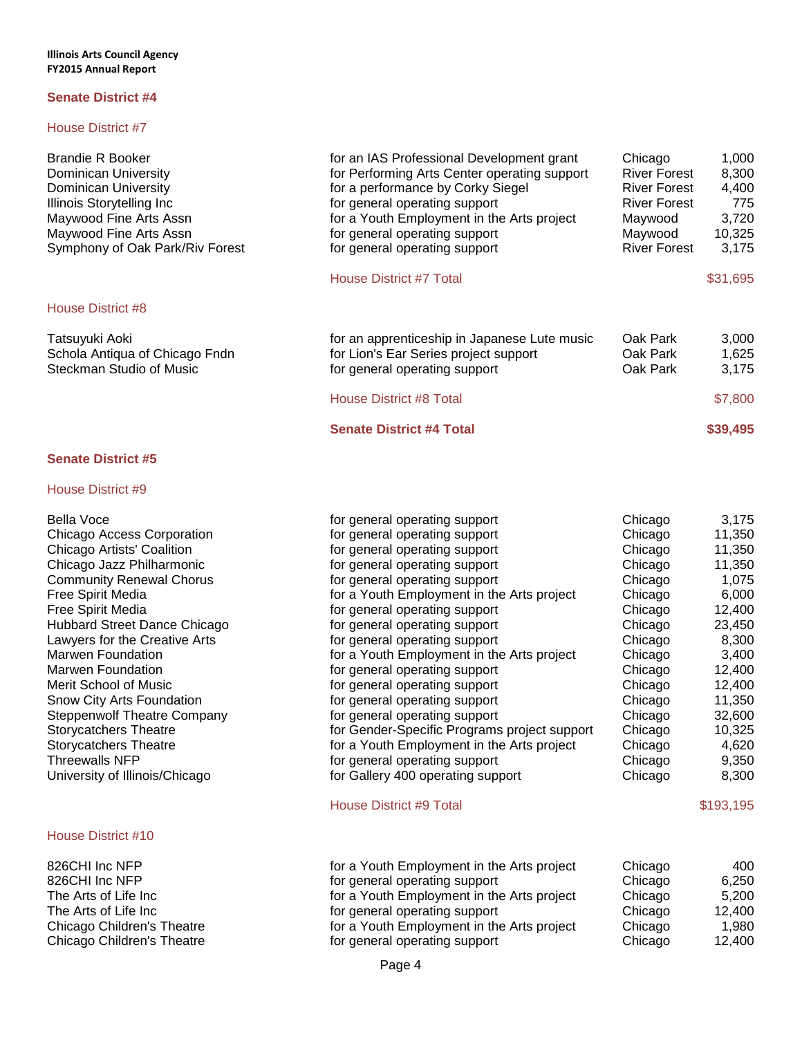## Senate District #4

### House District #7

| Recipient | Purpose | City | Amount |
|---|---|---|---|
| Brandie R Booker | for an IAS Professional Development grant | Chicago | 1,000 |
| Dominican University | for Performing Arts Center operating support | River Forest | 8,300 |
| Dominican University | for a performance by Corky Siegel | River Forest | 4,400 |
| Illinois Storytelling Inc | for general operating support | River Forest | 775 |
| Maywood Fine Arts Assn | for a Youth Employment in the Arts project | Maywood | 3,720 |
| Maywood Fine Arts Assn | for general operating support | Maywood | 10,325 |
| Symphony of Oak Park/Riv Forest | for general operating support | River Forest | 3,175 |
| | House District #7 Total | | $31,695 |

### House District #8

| Recipient | Purpose | City | Amount |
|---|---|---|---|
| Tatsuyuki Aoki | for an apprenticeship in Japanese Lute music | Oak Park | 3,000 |
| Schola Antiqua of Chicago Fndn | for Lion's Ear Series project support | Oak Park | 1,625 |
| Steckman Studio of Music | for general operating support | Oak Park | 3,175 |
| | House District #8 Total | | $7,800 |
| | **Senate District #4 Total** | | **$39,495** |

## Senate District #5

### House District #9

| Recipient | Purpose | City | Amount |
|---|---|---|---|
| Bella Voce | for general operating support | Chicago | 3,175 |
| Chicago Access Corporation | for general operating support | Chicago | 11,350 |
| Chicago Artists' Coalition | for general operating support | Chicago | 11,350 |
| Chicago Jazz Philharmonic | for general operating support | Chicago | 11,350 |
| Community Renewal Chorus | for general operating support | Chicago | 1,075 |
| Free Spirit Media | for a Youth Employment in the Arts project | Chicago | 6,000 |
| Free Spirit Media | for general operating support | Chicago | 12,400 |
| Hubbard Street Dance Chicago | for general operating support | Chicago | 23,450 |
| Lawyers for the Creative Arts | for general operating support | Chicago | 8,300 |
| Marwen Foundation | for a Youth Employment in the Arts project | Chicago | 3,400 |
| Marwen Foundation | for general operating support | Chicago | 12,400 |
| Merit School of Music | for general operating support | Chicago | 12,400 |
| Snow City Arts Foundation | for general operating support | Chicago | 11,350 |
| Steppenwolf Theatre Company | for general operating support | Chicago | 32,600 |
| Storycatchers Theatre | for Gender-Specific Programs project support | Chicago | 10,325 |
| Storycatchers Theatre | for a Youth Employment in the Arts project | Chicago | 4,620 |
| Threewalls NFP | for general operating support | Chicago | 9,350 |
| University of Illinois/Chicago | for Gallery 400 operating support | Chicago | 8,300 |
| | House District #9 Total | | $193,195 |

### House District #10

| Recipient | Purpose | City | Amount |
|---|---|---|---|
| 826CHI Inc NFP | for a Youth Employment in the Arts project | Chicago | 400 |
| 826CHI Inc NFP | for general operating support | Chicago | 6,250 |
| The Arts of Life Inc | for a Youth Employment in the Arts project | Chicago | 5,200 |
| The Arts of Life Inc | for general operating support | Chicago | 12,400 |
| Chicago Children's Theatre | for a Youth Employment in the Arts project | Chicago | 1,980 |
| Chicago Children's Theatre | for general operating support | Chicago | 12,400 |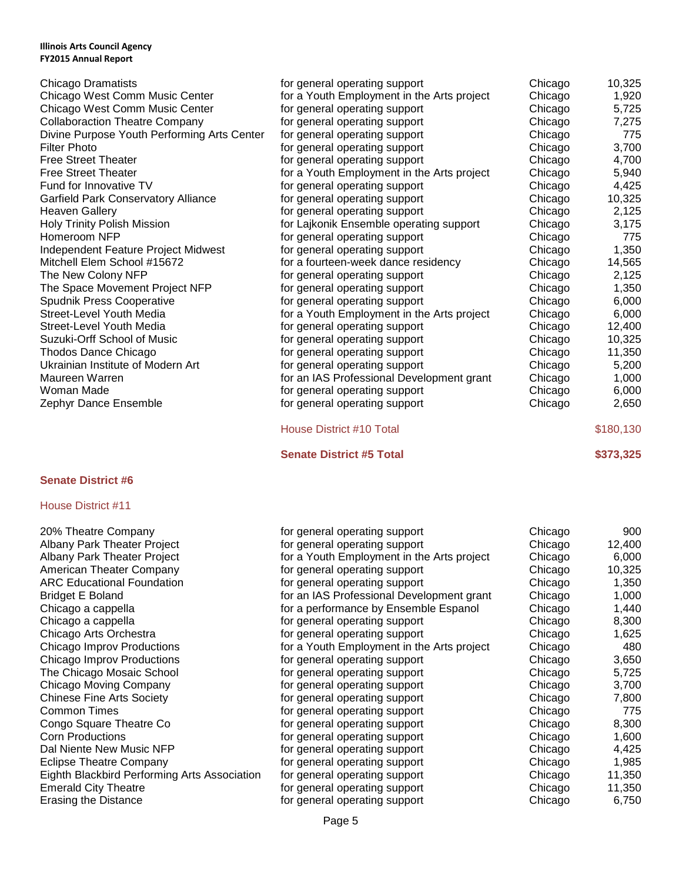| Organization | Purpose | City | Amount |
|---|---|---|---|
| Chicago Dramatists | for general operating support | Chicago | 10,325 |
| Chicago West Comm Music Center | for a Youth Employment in the Arts project | Chicago | 1,920 |
| Chicago West Comm Music Center | for general operating support | Chicago | 5,725 |
| Collaboraction Theatre Company | for general operating support | Chicago | 7,275 |
| Divine Purpose Youth Performing Arts Center | for general operating support | Chicago | 775 |
| Filter Photo | for general operating support | Chicago | 3,700 |
| Free Street Theater | for general operating support | Chicago | 4,700 |
| Free Street Theater | for a Youth Employment in the Arts project | Chicago | 5,940 |
| Fund for Innovative TV | for general operating support | Chicago | 4,425 |
| Garfield Park Conservatory Alliance | for general operating support | Chicago | 10,325 |
| Heaven Gallery | for general operating support | Chicago | 2,125 |
| Holy Trinity Polish Mission | for Lajkonik Ensemble operating support | Chicago | 3,175 |
| Homeroom NFP | for general operating support | Chicago | 775 |
| Independent Feature Project Midwest | for general operating support | Chicago | 1,350 |
| Mitchell Elem School #15672 | for a fourteen-week dance residency | Chicago | 14,565 |
| The New Colony NFP | for general operating support | Chicago | 2,125 |
| The Space Movement Project NFP | for general operating support | Chicago | 1,350 |
| Spudnik Press Cooperative | for general operating support | Chicago | 6,000 |
| Street-Level Youth Media | for a Youth Employment in the Arts project | Chicago | 6,000 |
| Street-Level Youth Media | for general operating support | Chicago | 12,400 |
| Suzuki-Orff School of Music | for general operating support | Chicago | 10,325 |
| Thodos Dance Chicago | for general operating support | Chicago | 11,350 |
| Ukrainian Institute of Modern Art | for general operating support | Chicago | 5,200 |
| Maureen Warren | for an IAS Professional Development grant | Chicago | 1,000 |
| Woman Made | for general operating support | Chicago | 6,000 |
| Zephyr Dance Ensemble | for general operating support | Chicago | 2,650 |

House District #10 Total $180,130

**Senate District #5 Total $373,325**

## Senate District #6

### House District #11

| Organization | Purpose | City | Amount |
|---|---|---|---|
| 20% Theatre Company | for general operating support | Chicago | 900 |
| Albany Park Theater Project | for general operating support | Chicago | 12,400 |
| Albany Park Theater Project | for a Youth Employment in the Arts project | Chicago | 6,000 |
| American Theater Company | for general operating support | Chicago | 10,325 |
| ARC Educational Foundation | for general operating support | Chicago | 1,350 |
| Bridget E Boland | for an IAS Professional Development grant | Chicago | 1,000 |
| Chicago a cappella | for a performance by Ensemble Espanol | Chicago | 1,440 |
| Chicago a cappella | for general operating support | Chicago | 8,300 |
| Chicago Arts Orchestra | for general operating support | Chicago | 1,625 |
| Chicago Improv Productions | for a Youth Employment in the Arts project | Chicago | 480 |
| Chicago Improv Productions | for general operating support | Chicago | 3,650 |
| The Chicago Mosaic School | for general operating support | Chicago | 5,725 |
| Chicago Moving Company | for general operating support | Chicago | 3,700 |
| Chinese Fine Arts Society | for general operating support | Chicago | 7,800 |
| Common Times | for general operating support | Chicago | 775 |
| Congo Square Theatre Co | for general operating support | Chicago | 8,300 |
| Corn Productions | for general operating support | Chicago | 1,600 |
| Dal Niente New Music NFP | for general operating support | Chicago | 4,425 |
| Eclipse Theatre Company | for general operating support | Chicago | 1,985 |
| Eighth Blackbird Performing Arts Association | for general operating support | Chicago | 11,350 |
| Emerald City Theatre | for general operating support | Chicago | 11,350 |
| Erasing the Distance | for general operating support | Chicago | 6,750 |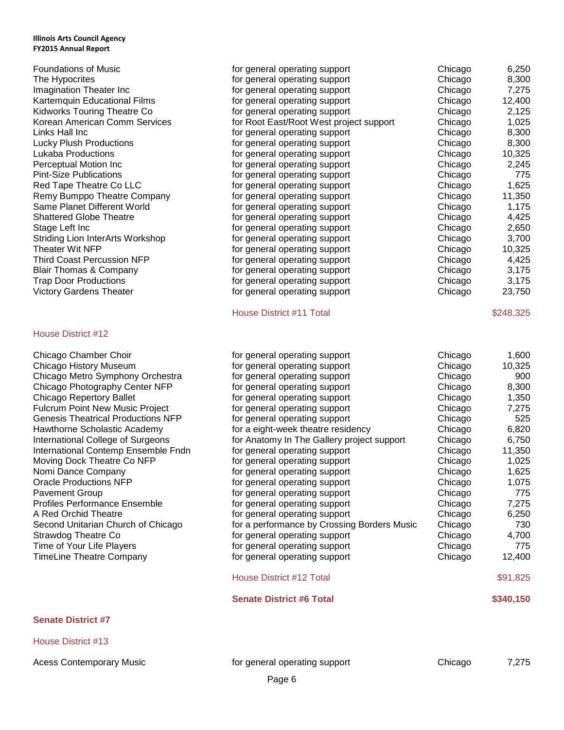| Organization | Purpose | City | Amount |
|---|---|---|---|
| Foundations of Music | for general operating support | Chicago | 6,250 |
| The Hypocrites | for general operating support | Chicago | 8,300 |
| Imagination Theater Inc | for general operating support | Chicago | 7,275 |
| Kartemquin Educational Films | for general operating support | Chicago | 12,400 |
| Kidworks Touring Theatre Co | for general operating support | Chicago | 2,125 |
| Korean American Comm Services | for Root East/Root West project support | Chicago | 1,025 |
| Links Hall Inc | for general operating support | Chicago | 8,300 |
| Lucky Plush Productions | for general operating support | Chicago | 8,300 |
| Lukaba Productions | for general operating support | Chicago | 10,325 |
| Perceptual Motion Inc | for general operating support | Chicago | 2,245 |
| Pint-Size Publications | for general operating support | Chicago | 775 |
| Red Tape Theatre Co LLC | for general operating support | Chicago | 1,625 |
| Remy Bumppo Theatre Company | for general operating support | Chicago | 11,350 |
| Same Planet Different World | for general operating support | Chicago | 1,175 |
| Shattered Globe Theatre | for general operating support | Chicago | 4,425 |
| Stage Left Inc | for general operating support | Chicago | 2,650 |
| Striding Lion InterArts Workshop | for general operating support | Chicago | 3,700 |
| Theater Wit NFP | for general operating support | Chicago | 10,325 |
| Third Coast Percussion NFP | for general operating support | Chicago | 4,425 |
| Blair Thomas & Company | for general operating support | Chicago | 3,175 |
| Trap Door Productions | for general operating support | Chicago | 3,175 |
| Victory Gardens Theater | for general operating support | Chicago | 23,750 |
| | House District #11 Total | | $248,325 |

### House District #12

| Organization | Purpose | City | Amount |
|---|---|---|---|
| Chicago Chamber Choir | for general operating support | Chicago | 1,600 |
| Chicago History Museum | for general operating support | Chicago | 10,325 |
| Chicago Metro Symphony Orchestra | for general operating support | Chicago | 900 |
| Chicago Photography Center NFP | for general operating support | Chicago | 8,300 |
| Chicago Repertory Ballet | for general operating support | Chicago | 1,350 |
| Fulcrum Point New Music Project | for general operating support | Chicago | 7,275 |
| Genesis Theatrical Productions NFP | for general operating support | Chicago | 525 |
| Hawthorne Scholastic Academy | for a eight-week theatre residency | Chicago | 6,820 |
| International College of Surgeons | for Anatomy In The Gallery project support | Chicago | 6,750 |
| International Contemp Ensemble Fndn | for general operating support | Chicago | 11,350 |
| Moving Dock Theatre Co NFP | for general operating support | Chicago | 1,025 |
| Nomi Dance Company | for general operating support | Chicago | 1,625 |
| Oracle Productions NFP | for general operating support | Chicago | 1,075 |
| Pavement Group | for general operating support | Chicago | 775 |
| Profiles Performance Ensemble | for general operating support | Chicago | 7,275 |
| A Red Orchid Theatre | for general operating support | Chicago | 6,250 |
| Second Unitarian Church of Chicago | for a performance by Crossing Borders Music | Chicago | 730 |
| Strawdog Theatre Co | for general operating support | Chicago | 4,700 |
| Time of Your Life Players | for general operating support | Chicago | 775 |
| TimeLine Theatre Company | for general operating support | Chicago | 12,400 |
| | House District #12 Total | | $91,825 |
| | **Senate District #6 Total** | | **$340,150** |

## Senate District #7

### House District #13

| Organization | Purpose | City | Amount |
|---|---|---|---|
| Acess Contemporary Music | for general operating support | Chicago | 7,275 |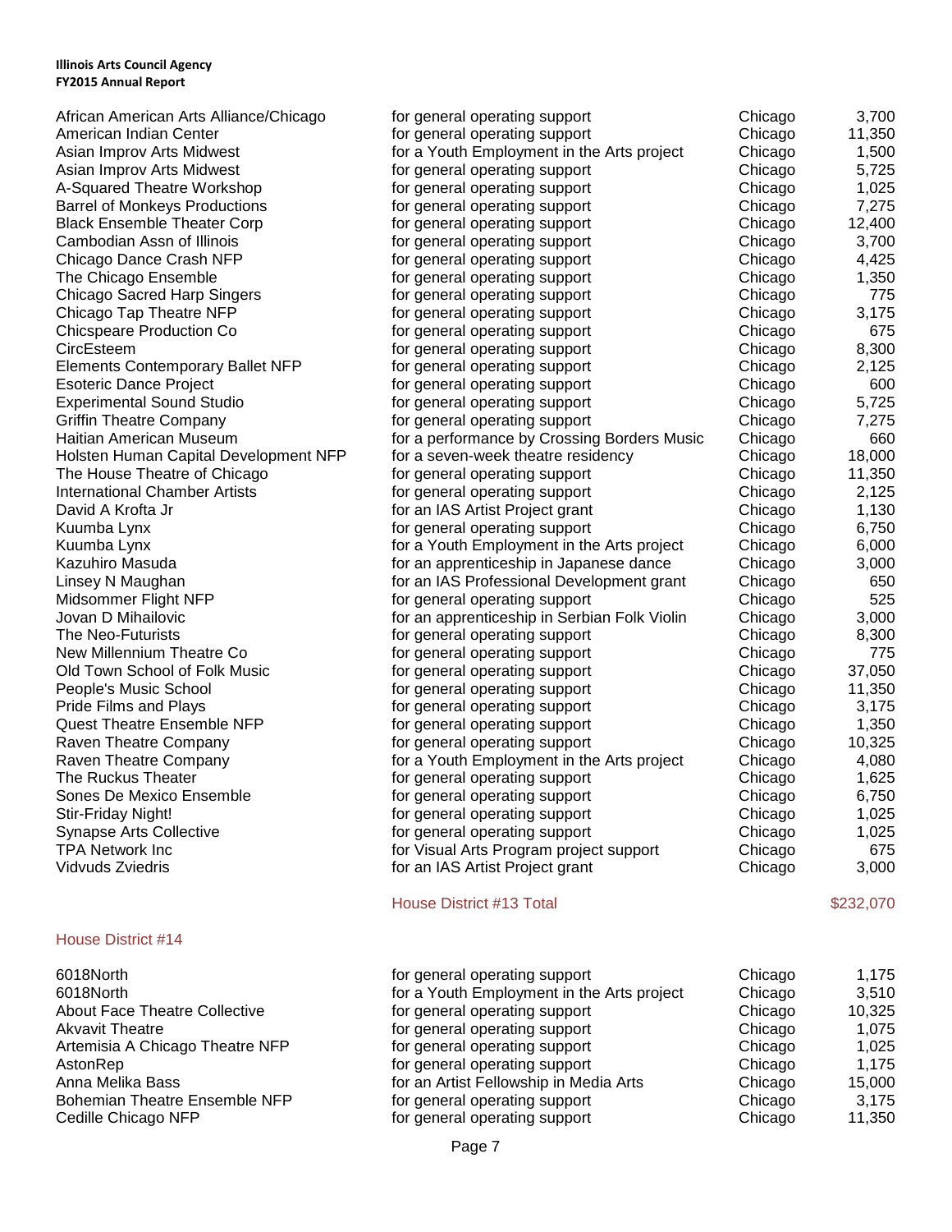| Organization | Purpose | City | Amount |
|---|---|---|---|
| African American Arts Alliance/Chicago | for general operating support | Chicago | 3,700 |
| American Indian Center | for general operating support | Chicago | 11,350 |
| Asian Improv Arts Midwest | for a Youth Employment in the Arts project | Chicago | 1,500 |
| Asian Improv Arts Midwest | for general operating support | Chicago | 5,725 |
| A-Squared Theatre Workshop | for general operating support | Chicago | 1,025 |
| Barrel of Monkeys Productions | for general operating support | Chicago | 7,275 |
| Black Ensemble Theater Corp | for general operating support | Chicago | 12,400 |
| Cambodian Assn of Illinois | for general operating support | Chicago | 3,700 |
| Chicago Dance Crash NFP | for general operating support | Chicago | 4,425 |
| The Chicago Ensemble | for general operating support | Chicago | 1,350 |
| Chicago Sacred Harp Singers | for general operating support | Chicago | 775 |
| Chicago Tap Theatre NFP | for general operating support | Chicago | 3,175 |
| Chicspeare Production Co | for general operating support | Chicago | 675 |
| CircEsteem | for general operating support | Chicago | 8,300 |
| Elements Contemporary Ballet NFP | for general operating support | Chicago | 2,125 |
| Esoteric Dance Project | for general operating support | Chicago | 600 |
| Experimental Sound Studio | for general operating support | Chicago | 5,725 |
| Griffin Theatre Company | for general operating support | Chicago | 7,275 |
| Haitian American Museum | for a performance by Crossing Borders Music | Chicago | 660 |
| Holsten Human Capital Development NFP | for a seven-week theatre residency | Chicago | 18,000 |
| The House Theatre of Chicago | for general operating support | Chicago | 11,350 |
| International Chamber Artists | for general operating support | Chicago | 2,125 |
| David A Krofta Jr | for an IAS Artist Project grant | Chicago | 1,130 |
| Kuumba Lynx | for general operating support | Chicago | 6,750 |
| Kuumba Lynx | for a Youth Employment in the Arts project | Chicago | 6,000 |
| Kazuhiro Masuda | for an apprenticeship in Japanese dance | Chicago | 3,000 |
| Linsey N Maughan | for an IAS Professional Development grant | Chicago | 650 |
| Midsommer Flight NFP | for general operating support | Chicago | 525 |
| Jovan D Mihailovic | for an apprenticeship in Serbian Folk Violin | Chicago | 3,000 |
| The Neo-Futurists | for general operating support | Chicago | 8,300 |
| New Millennium Theatre Co | for general operating support | Chicago | 775 |
| Old Town School of Folk Music | for general operating support | Chicago | 37,050 |
| People's Music School | for general operating support | Chicago | 11,350 |
| Pride Films and Plays | for general operating support | Chicago | 3,175 |
| Quest Theatre Ensemble NFP | for general operating support | Chicago | 1,350 |
| Raven Theatre Company | for general operating support | Chicago | 10,325 |
| Raven Theatre Company | for a Youth Employment in the Arts project | Chicago | 4,080 |
| The Ruckus Theater | for general operating support | Chicago | 1,625 |
| Sones De Mexico Ensemble | for general operating support | Chicago | 6,750 |
| Stir-Friday Night! | for general operating support | Chicago | 1,025 |
| Synapse Arts Collective | for general operating support | Chicago | 1,025 |
| TPA Network Inc | for Visual Arts Program project support | Chicago | 675 |
| Vidvuds Zviedris | for an IAS Artist Project grant | Chicago | 3,000 |
| | House District #13 Total | | $232,070 |

## House District #14

| Organization | Purpose | City | Amount |
|---|---|---|---|
| 6018North | for general operating support | Chicago | 1,175 |
| 6018North | for a Youth Employment in the Arts project | Chicago | 3,510 |
| About Face Theatre Collective | for general operating support | Chicago | 10,325 |
| Akvavit Theatre | for general operating support | Chicago | 1,075 |
| Artemisia A Chicago Theatre NFP | for general operating support | Chicago | 1,025 |
| AstonRep | for general operating support | Chicago | 1,175 |
| Anna Melika Bass | for an Artist Fellowship in Media Arts | Chicago | 15,000 |
| Bohemian Theatre Ensemble NFP | for general operating support | Chicago | 3,175 |
| Cedille Chicago NFP | for general operating support | Chicago | 11,350 |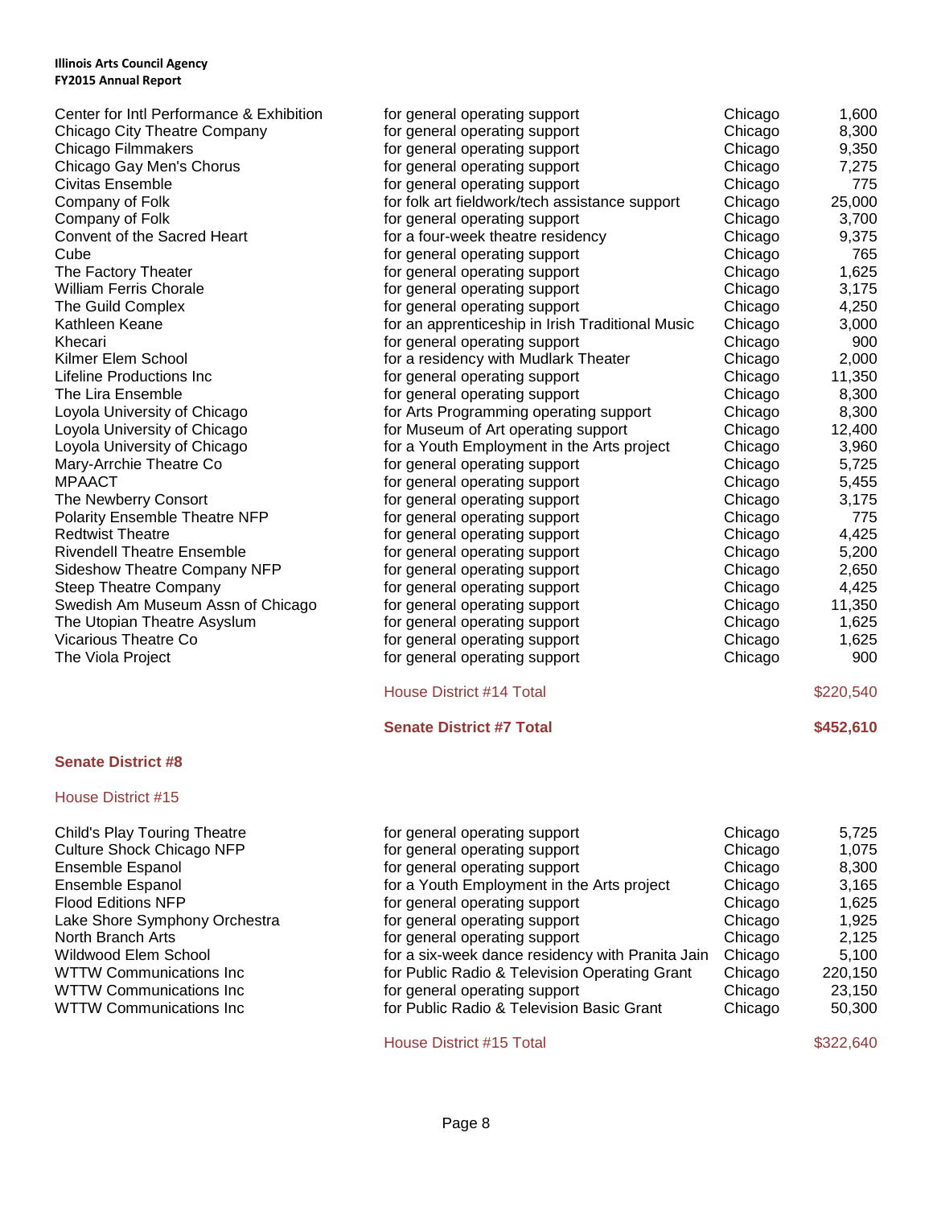| | | | |
|---|---|---|---|
| Center for Intl Performance & Exhibition | for general operating support | Chicago | 1,600 |
| Chicago City Theatre Company | for general operating support | Chicago | 8,300 |
| Chicago Filmmakers | for general operating support | Chicago | 9,350 |
| Chicago Gay Men's Chorus | for general operating support | Chicago | 7,275 |
| Civitas Ensemble | for general operating support | Chicago | 775 |
| Company of Folk | for folk art fieldwork/tech assistance support | Chicago | 25,000 |
| Company of Folk | for general operating support | Chicago | 3,700 |
| Convent of the Sacred Heart | for a four-week theatre residency | Chicago | 9,375 |
| Cube | for general operating support | Chicago | 765 |
| The Factory Theater | for general operating support | Chicago | 1,625 |
| William Ferris Chorale | for general operating support | Chicago | 3,175 |
| The Guild Complex | for general operating support | Chicago | 4,250 |
| Kathleen Keane | for an apprenticeship in Irish Traditional Music | Chicago | 3,000 |
| Khecari | for general operating support | Chicago | 900 |
| Kilmer Elem School | for a residency with Mudlark Theater | Chicago | 2,000 |
| Lifeline Productions Inc | for general operating support | Chicago | 11,350 |
| The Lira Ensemble | for general operating support | Chicago | 8,300 |
| Loyola University of Chicago | for Arts Programming operating support | Chicago | 8,300 |
| Loyola University of Chicago | for Museum of Art operating support | Chicago | 12,400 |
| Loyola University of Chicago | for a Youth Employment in the Arts project | Chicago | 3,960 |
| Mary-Arrchie Theatre Co | for general operating support | Chicago | 5,725 |
| MPAACT | for general operating support | Chicago | 5,455 |
| The Newberry Consort | for general operating support | Chicago | 3,175 |
| Polarity Ensemble Theatre NFP | for general operating support | Chicago | 775 |
| Redtwist Theatre | for general operating support | Chicago | 4,425 |
| Rivendell Theatre Ensemble | for general operating support | Chicago | 5,200 |
| Sideshow Theatre Company NFP | for general operating support | Chicago | 2,650 |
| Steep Theatre Company | for general operating support | Chicago | 4,425 |
| Swedish Am Museum Assn of Chicago | for general operating support | Chicago | 11,350 |
| The Utopian Theatre Asylum | for general operating support | Chicago | 1,625 |
| Vicarious Theatre Co | for general operating support | Chicago | 1,625 |
| The Viola Project | for general operating support | Chicago | 900 |
| | House District #14 Total | | $220,540 |
| | **Senate District #7 Total** | | **$452,610** |

## Senate District #8

### House District #15

| | | | |
|---|---|---|---|
| Child's Play Touring Theatre | for general operating support | Chicago | 5,725 |
| Culture Shock Chicago NFP | for general operating support | Chicago | 1,075 |
| Ensemble Espanol | for general operating support | Chicago | 8,300 |
| Ensemble Espanol | for a Youth Employment in the Arts project | Chicago | 3,165 |
| Flood Editions NFP | for general operating support | Chicago | 1,625 |
| Lake Shore Symphony Orchestra | for general operating support | Chicago | 1,925 |
| North Branch Arts | for general operating support | Chicago | 2,125 |
| Wildwood Elem School | for a six-week dance residency with Pranita Jain | Chicago | 5,100 |
| WTTW Communications Inc | for Public Radio & Television Operating Grant | Chicago | 220,150 |
| WTTW Communications Inc | for general operating support | Chicago | 23,150 |
| WTTW Communications Inc | for Public Radio & Television Basic Grant | Chicago | 50,300 |
| | House District #15 Total | | $322,640 |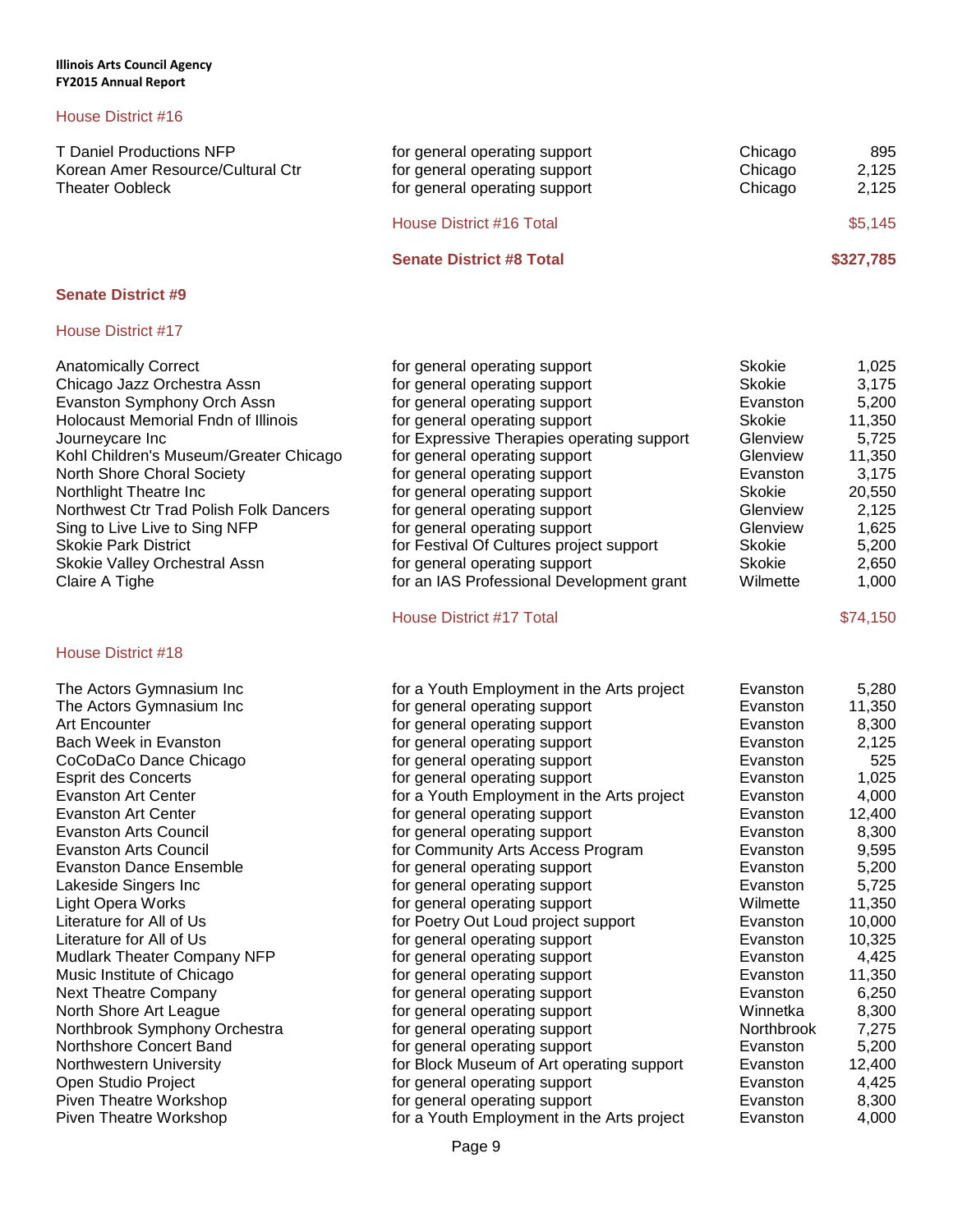Illinois Arts Council Agency
FY2015 Annual Report

### House District #16

| | | | |
|---|---|---|---|
| T Daniel Productions NFP | for general operating support | Chicago | 895 |
| Korean Amer Resource/Cultural Ctr | for general operating support | Chicago | 2,125 |
| Theater Oobleck | for general operating support | Chicago | 2,125 |
| | House District #16 Total | | $5,145 |
| | **Senate District #8 Total** | | **$327,785** |

## Senate District #9

### House District #17

| | | | |
|---|---|---|---|
| Anatomically Correct | for general operating support | Skokie | 1,025 |
| Chicago Jazz Orchestra Assn | for general operating support | Skokie | 3,175 |
| Evanston Symphony Orch Assn | for general operating support | Evanston | 5,200 |
| Holocaust Memorial Fndn of Illinois | for general operating support | Skokie | 11,350 |
| Journeycare Inc | for Expressive Therapies operating support | Glenview | 5,725 |
| Kohl Children's Museum/Greater Chicago | for general operating support | Glenview | 11,350 |
| North Shore Choral Society | for general operating support | Evanston | 3,175 |
| Northlight Theatre Inc | for general operating support | Skokie | 20,550 |
| Northwest Ctr Trad Polish Folk Dancers | for general operating support | Glenview | 2,125 |
| Sing to Live Live to Sing NFP | for general operating support | Glenview | 1,625 |
| Skokie Park District | for Festival Of Cultures project support | Skokie | 5,200 |
| Skokie Valley Orchestral Assn | for general operating support | Skokie | 2,650 |
| Claire A Tighe | for an IAS Professional Development grant | Wilmette | 1,000 |
| | House District #17 Total | | $74,150 |

### House District #18

| | | | |
|---|---|---|---|
| The Actors Gymnasium Inc | for a Youth Employment in the Arts project | Evanston | 5,280 |
| The Actors Gymnasium Inc | for general operating support | Evanston | 11,350 |
| Art Encounter | for general operating support | Evanston | 8,300 |
| Bach Week in Evanston | for general operating support | Evanston | 2,125 |
| CoCoDaCo Dance Chicago | for general operating support | Evanston | 525 |
| Esprit des Concerts | for general operating support | Evanston | 1,025 |
| Evanston Art Center | for a Youth Employment in the Arts project | Evanston | 4,000 |
| Evanston Art Center | for general operating support | Evanston | 12,400 |
| Evanston Arts Council | for general operating support | Evanston | 8,300 |
| Evanston Arts Council | for Community Arts Access Program | Evanston | 9,595 |
| Evanston Dance Ensemble | for general operating support | Evanston | 5,200 |
| Lakeside Singers Inc | for general operating support | Evanston | 5,725 |
| Light Opera Works | for general operating support | Wilmette | 11,350 |
| Literature for All of Us | for Poetry Out Loud project support | Evanston | 10,000 |
| Literature for All of Us | for general operating support | Evanston | 10,325 |
| Mudlark Theater Company NFP | for general operating support | Evanston | 4,425 |
| Music Institute of Chicago | for general operating support | Evanston | 11,350 |
| Next Theatre Company | for general operating support | Evanston | 6,250 |
| North Shore Art League | for general operating support | Winnetka | 8,300 |
| Northbrook Symphony Orchestra | for general operating support | Northbrook | 7,275 |
| Northshore Concert Band | for general operating support | Evanston | 5,200 |
| Northwestern University | for Block Museum of Art operating support | Evanston | 12,400 |
| Open Studio Project | for general operating support | Evanston | 4,425 |
| Piven Theatre Workshop | for general operating support | Evanston | 8,300 |
| Piven Theatre Workshop | for a Youth Employment in the Arts project | Evanston | 4,000 |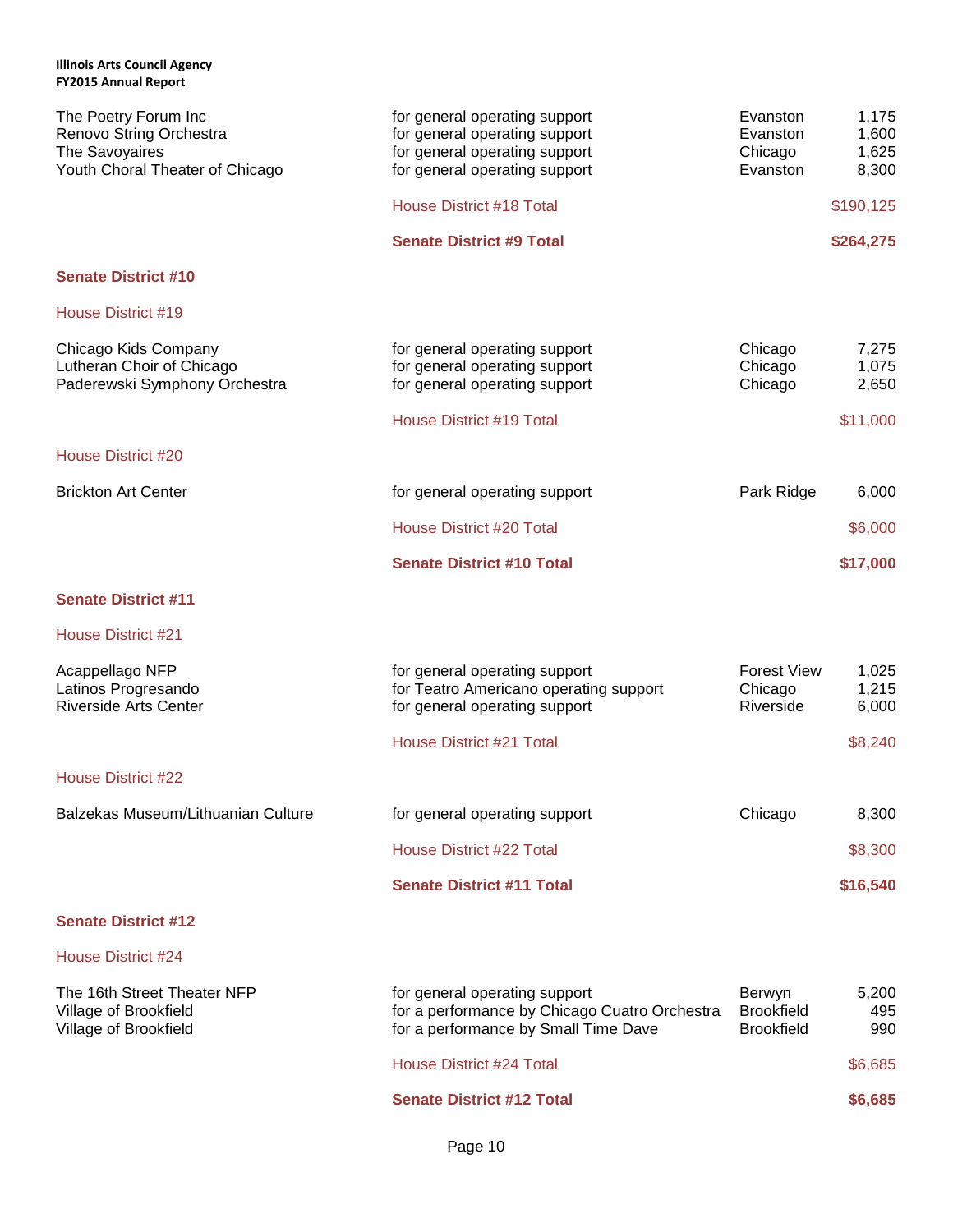| Organization | Purpose | City | Amount |
|---|---|---|---|
| The Poetry Forum Inc | for general operating support | Evanston | 1,175 |
| Renovo String Orchestra | for general operating support | Evanston | 1,600 |
| The Savoyaires | for general operating support | Chicago | 1,625 |
| Youth Choral Theater of Chicago | for general operating support | Evanston | 8,300 |
| | House District #18 Total | | $190,125 |
| | **Senate District #9 Total** | | **$264,275** |

## Senate District #10

### House District #19

| Organization | Purpose | City | Amount |
|---|---|---|---|
| Chicago Kids Company | for general operating support | Chicago | 7,275 |
| Lutheran Choir of Chicago | for general operating support | Chicago | 1,075 |
| Paderewski Symphony Orchestra | for general operating support | Chicago | 2,650 |
| | House District #19 Total | | $11,000 |

### House District #20

| Organization | Purpose | City | Amount |
|---|---|---|---|
| Brickton Art Center | for general operating support | Park Ridge | 6,000 |
| | House District #20 Total | | $6,000 |
| | **Senate District #10 Total** | | **$17,000** |

## Senate District #11

### House District #21

| Organization | Purpose | City | Amount |
|---|---|---|---|
| Acappellago NFP | for general operating support | Forest View | 1,025 |
| Latinos Progresando | for Teatro Americano operating support | Chicago | 1,215 |
| Riverside Arts Center | for general operating support | Riverside | 6,000 |
| | House District #21 Total | | $8,240 |

### House District #22

| Organization | Purpose | City | Amount |
|---|---|---|---|
| Balzekas Museum/Lithuanian Culture | for general operating support | Chicago | 8,300 |
| | House District #22 Total | | $8,300 |
| | **Senate District #11 Total** | | **$16,540** |

## Senate District #12

### House District #24

| Organization | Purpose | City | Amount |
|---|---|---|---|
| The 16th Street Theater NFP | for general operating support | Berwyn | 5,200 |
| Village of Brookfield | for a performance by Chicago Cuatro Orchestra | Brookfield | 495 |
| Village of Brookfield | for a performance by Small Time Dave | Brookfield | 990 |
| | House District #24 Total | | $6,685 |
| | **Senate District #12 Total** | | **$6,685** |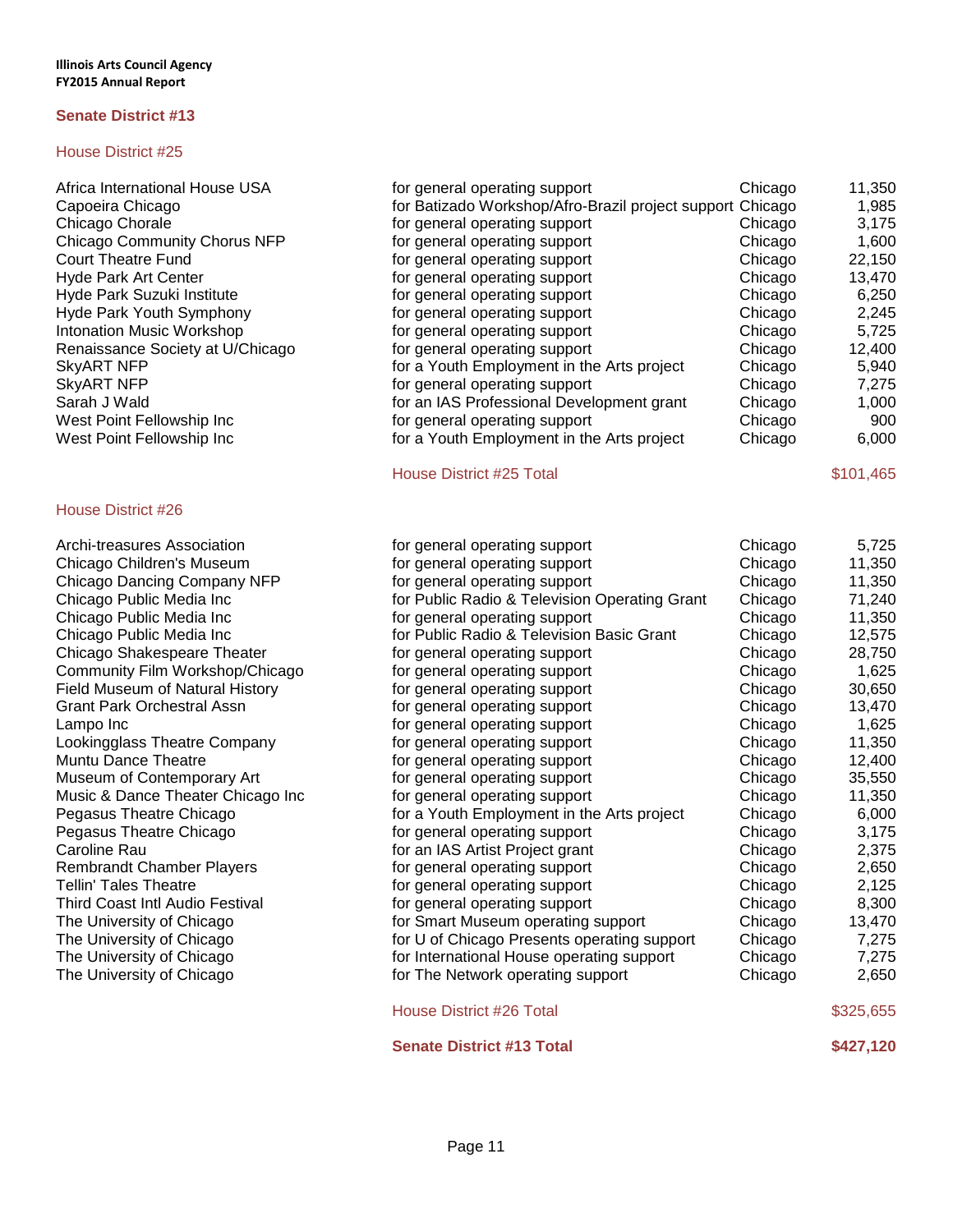**Illinois Arts Council Agency**
**FY2015 Annual Report**

## Senate District #13

### House District #25

| Organization | Purpose | City | Amount |
|---|---|---|---|
| Africa International House USA | for general operating support | Chicago | 11,350 |
| Capoeira Chicago | for Batizado Workshop/Afro-Brazil project support | Chicago | 1,985 |
| Chicago Chorale | for general operating support | Chicago | 3,175 |
| Chicago Community Chorus NFP | for general operating support | Chicago | 1,600 |
| Court Theatre Fund | for general operating support | Chicago | 22,150 |
| Hyde Park Art Center | for general operating support | Chicago | 13,470 |
| Hyde Park Suzuki Institute | for general operating support | Chicago | 6,250 |
| Hyde Park Youth Symphony | for general operating support | Chicago | 2,245 |
| Intonation Music Workshop | for general operating support | Chicago | 5,725 |
| Renaissance Society at U/Chicago | for general operating support | Chicago | 12,400 |
| SkyART NFP | for a Youth Employment in the Arts project | Chicago | 5,940 |
| SkyART NFP | for general operating support | Chicago | 7,275 |
| Sarah J Wald | for an IAS Professional Development grant | Chicago | 1,000 |
| West Point Fellowship Inc | for general operating support | Chicago | 900 |
| West Point Fellowship Inc | for a Youth Employment in the Arts project | Chicago | 6,000 |
| | House District #25 Total | | $101,465 |

### House District #26

| Organization | Purpose | City | Amount |
|---|---|---|---|
| Archi-treasures Association | for general operating support | Chicago | 5,725 |
| Chicago Children's Museum | for general operating support | Chicago | 11,350 |
| Chicago Dancing Company NFP | for general operating support | Chicago | 11,350 |
| Chicago Public Media Inc | for Public Radio & Television Operating Grant | Chicago | 71,240 |
| Chicago Public Media Inc | for general operating support | Chicago | 11,350 |
| Chicago Public Media Inc | for Public Radio & Television Basic Grant | Chicago | 12,575 |
| Chicago Shakespeare Theater | for general operating support | Chicago | 28,750 |
| Community Film Workshop/Chicago | for general operating support | Chicago | 1,625 |
| Field Museum of Natural History | for general operating support | Chicago | 30,650 |
| Grant Park Orchestral Assn | for general operating support | Chicago | 13,470 |
| Lampo Inc | for general operating support | Chicago | 1,625 |
| Lookingglass Theatre Company | for general operating support | Chicago | 11,350 |
| Muntu Dance Theatre | for general operating support | Chicago | 12,400 |
| Museum of Contemporary Art | for general operating support | Chicago | 35,550 |
| Music & Dance Theater Chicago Inc | for general operating support | Chicago | 11,350 |
| Pegasus Theatre Chicago | for a Youth Employment in the Arts project | Chicago | 6,000 |
| Pegasus Theatre Chicago | for general operating support | Chicago | 3,175 |
| Caroline Rau | for an IAS Artist Project grant | Chicago | 2,375 |
| Rembrandt Chamber Players | for general operating support | Chicago | 2,650 |
| Tellin' Tales Theatre | for general operating support | Chicago | 2,125 |
| Third Coast Intl Audio Festival | for general operating support | Chicago | 8,300 |
| The University of Chicago | for Smart Museum operating support | Chicago | 13,470 |
| The University of Chicago | for U of Chicago Presents operating support | Chicago | 7,275 |
| The University of Chicago | for International House operating support | Chicago | 7,275 |
| The University of Chicago | for The Network operating support | Chicago | 2,650 |
| | House District #26 Total | | $325,655 |
| | **Senate District #13 Total** | | **$427,120** |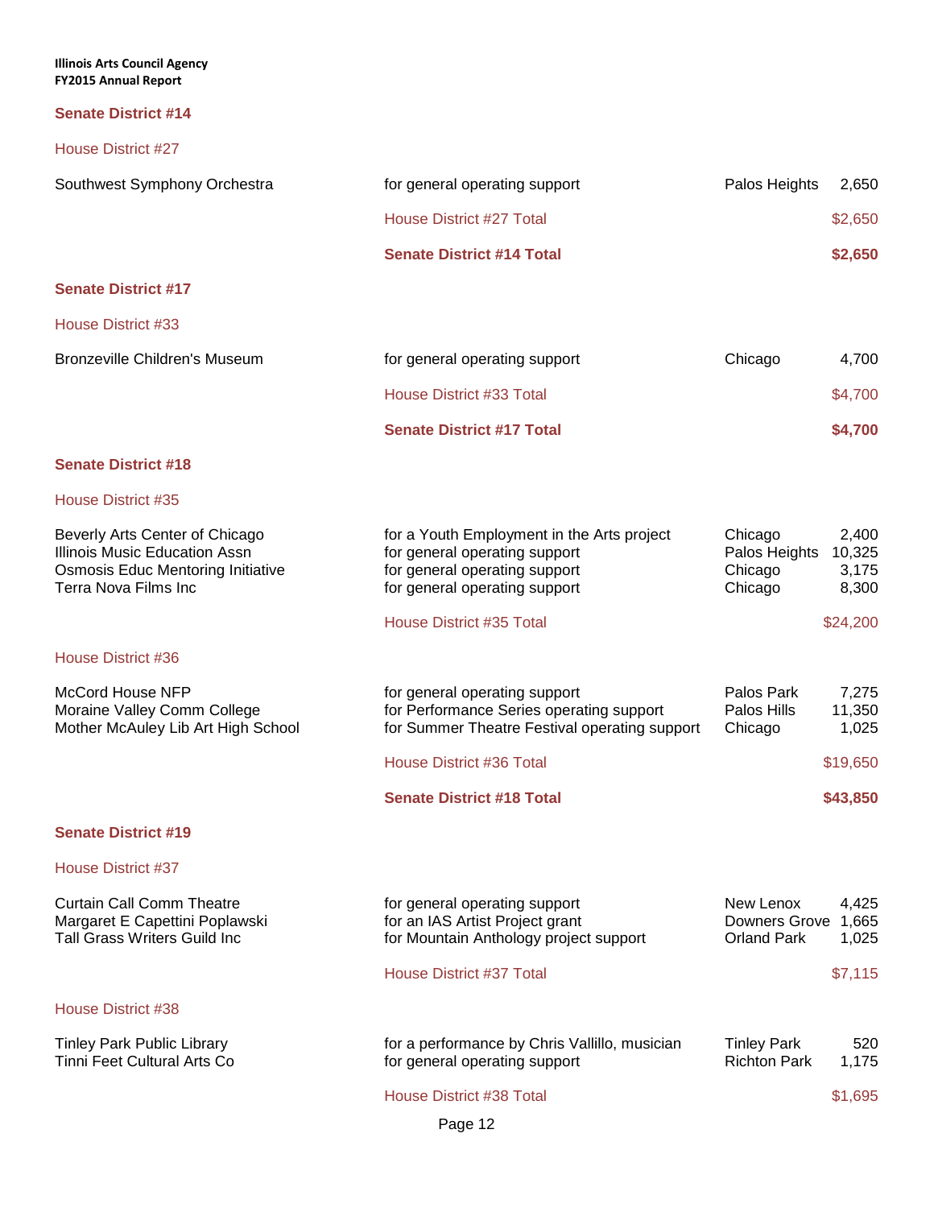## Senate District #14

### House District #27

| Organization | Purpose | City | Amount |
|---|---|---|---|
| Southwest Symphony Orchestra | for general operating support | Palos Heights | 2,650 |
| | House District #27 Total | | $2,650 |
| | **Senate District #14 Total** | | **$2,650** |

## Senate District #17

### House District #33

| Organization | Purpose | City | Amount |
|---|---|---|---|
| Bronzeville Children's Museum | for general operating support | Chicago | 4,700 |
| | House District #33 Total | | $4,700 |
| | **Senate District #17 Total** | | **$4,700** |

## Senate District #18

### House District #35

| Organization | Purpose | City | Amount |
|---|---|---|---|
| Beverly Arts Center of Chicago | for a Youth Employment in the Arts project | Chicago | 2,400 |
| Illinois Music Education Assn | for general operating support | Palos Heights | 10,325 |
| Osmosis Educ Mentoring Initiative | for general operating support | Chicago | 3,175 |
| Terra Nova Films Inc | for general operating support | Chicago | 8,300 |
| | House District #35 Total | | $24,200 |

### House District #36

| Organization | Purpose | City | Amount |
|---|---|---|---|
| McCord House NFP | for general operating support | Palos Park | 7,275 |
| Moraine Valley Comm College | for Performance Series operating support | Palos Hills | 11,350 |
| Mother McAuley Lib Art High School | for Summer Theatre Festival operating support | Chicago | 1,025 |
| | House District #36 Total | | $19,650 |
| | **Senate District #18 Total** | | **$43,850** |

## Senate District #19

### House District #37

| Organization | Purpose | City | Amount |
|---|---|---|---|
| Curtain Call Comm Theatre | for general operating support | New Lenox | 4,425 |
| Margaret E Capettini Poplawski | for an IAS Artist Project grant | Downers Grove | 1,665 |
| Tall Grass Writers Guild Inc | for Mountain Anthology project support | Orland Park | 1,025 |
| | House District #37 Total | | $7,115 |

### House District #38

| Organization | Purpose | City | Amount |
|---|---|---|---|
| Tinley Park Public Library | for a performance by Chris Vallillo, musician | Tinley Park | 520 |
| Tinni Feet Cultural Arts Co | for general operating support | Richton Park | 1,175 |
| | House District #38 Total | | $1,695 |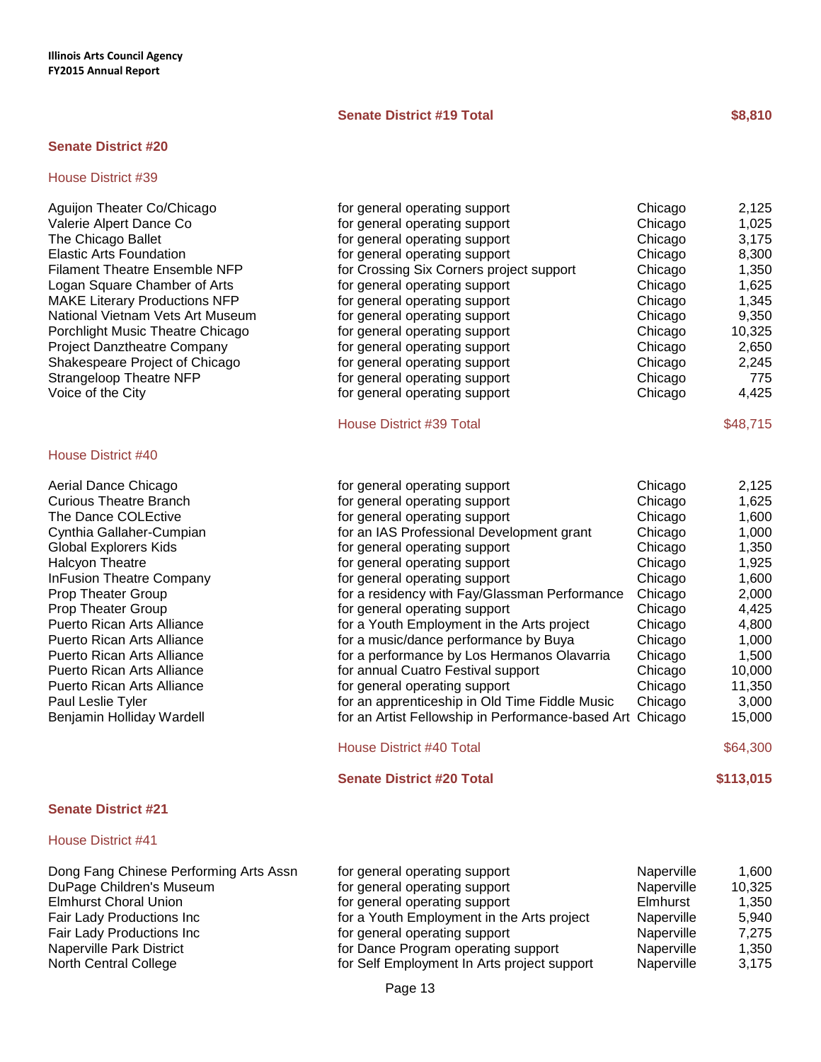**Senate District #19 Total** **$8,810**

## Senate District #20

### House District #39

| Organization | Purpose | City | Amount |
|---|---|---|---|
| Aguijon Theater Co/Chicago | for general operating support | Chicago | 2,125 |
| Valerie Alpert Dance Co | for general operating support | Chicago | 1,025 |
| The Chicago Ballet | for general operating support | Chicago | 3,175 |
| Elastic Arts Foundation | for general operating support | Chicago | 8,300 |
| Filament Theatre Ensemble NFP | for Crossing Six Corners project support | Chicago | 1,350 |
| Logan Square Chamber of Arts | for general operating support | Chicago | 1,625 |
| MAKE Literary Productions NFP | for general operating support | Chicago | 1,345 |
| National Vietnam Vets Art Museum | for general operating support | Chicago | 9,350 |
| Porchlight Music Theatre Chicago | for general operating support | Chicago | 10,325 |
| Project Danztheatre Company | for general operating support | Chicago | 2,650 |
| Shakespeare Project of Chicago | for general operating support | Chicago | 2,245 |
| Strangeloop Theatre NFP | for general operating support | Chicago | 775 |
| Voice of the City | for general operating support | Chicago | 4,425 |
| | House District #39 Total | | $48,715 |

### House District #40

| Organization | Purpose | City | Amount |
|---|---|---|---|
| Aerial Dance Chicago | for general operating support | Chicago | 2,125 |
| Curious Theatre Branch | for general operating support | Chicago | 1,625 |
| The Dance COLEctive | for general operating support | Chicago | 1,600 |
| Cynthia Gallaher-Cumpian | for an IAS Professional Development grant | Chicago | 1,000 |
| Global Explorers Kids | for general operating support | Chicago | 1,350 |
| Halcyon Theatre | for general operating support | Chicago | 1,925 |
| InFusion Theatre Company | for general operating support | Chicago | 1,600 |
| Prop Theater Group | for a residency with Fay/Glassman Performance | Chicago | 2,000 |
| Prop Theater Group | for general operating support | Chicago | 4,425 |
| Puerto Rican Arts Alliance | for a Youth Employment in the Arts project | Chicago | 4,800 |
| Puerto Rican Arts Alliance | for a music/dance performance by Buya | Chicago | 1,000 |
| Puerto Rican Arts Alliance | for a performance by Los Hermanos Olavarria | Chicago | 1,500 |
| Puerto Rican Arts Alliance | for annual Cuatro Festival support | Chicago | 10,000 |
| Puerto Rican Arts Alliance | for general operating support | Chicago | 11,350 |
| Paul Leslie Tyler | for an apprenticeship in Old Time Fiddle Music | Chicago | 3,000 |
| Benjamin Holliday Wardell | for an Artist Fellowship in Performance-based Art | Chicago | 15,000 |
| | House District #40 Total | | $64,300 |

**Senate District #20 Total** **$113,015**

## Senate District #21

### House District #41

| Organization | Purpose | City | Amount |
|---|---|---|---|
| Dong Fang Chinese Performing Arts Assn | for general operating support | Naperville | 1,600 |
| DuPage Children's Museum | for general operating support | Naperville | 10,325 |
| Elmhurst Choral Union | for general operating support | Elmhurst | 1,350 |
| Fair Lady Productions Inc | for a Youth Employment in the Arts project | Naperville | 5,940 |
| Fair Lady Productions Inc | for general operating support | Naperville | 7,275 |
| Naperville Park District | for Dance Program operating support | Naperville | 1,350 |
| North Central College | for Self Employment In Arts project support | Naperville | 3,175 |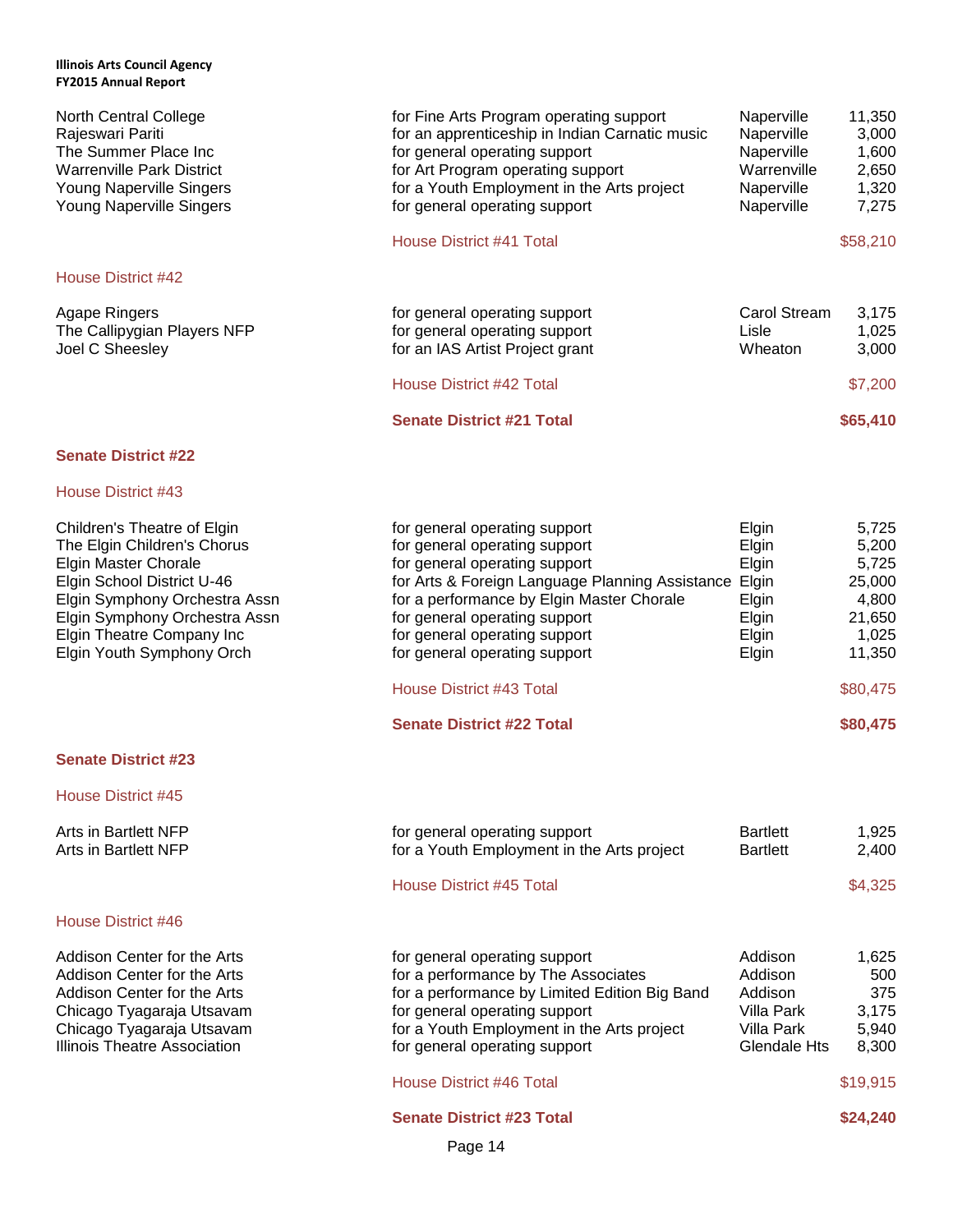| Grantee | Purpose | City | Amount |
|---|---|---|---|
| North Central College | for Fine Arts Program operating support | Naperville | 11,350 |
| Rajeswari Pariti | for an apprenticeship in Indian Carnatic music | Naperville | 3,000 |
| The Summer Place Inc | for general operating support | Naperville | 1,600 |
| Warrenville Park District | for Art Program operating support | Warrenville | 2,650 |
| Young Naperville Singers | for a Youth Employment in the Arts project | Naperville | 1,320 |
| Young Naperville Singers | for general operating support | Naperville | 7,275 |
| | House District #41 Total | | $58,210 |

## House District #42

| Grantee | Purpose | City | Amount |
|---|---|---|---|
| Agape Ringers | for general operating support | Carol Stream | 3,175 |
| The Callipygian Players NFP | for general operating support | Lisle | 1,025 |
| Joel C Sheesley | for an IAS Artist Project grant | Wheaton | 3,000 |
| | House District #42 Total | | $7,200 |
| | **Senate District #21 Total** | | **$65,410** |

# Senate District #22

## House District #43

| Grantee | Purpose | City | Amount |
|---|---|---|---|
| Children's Theatre of Elgin | for general operating support | Elgin | 5,725 |
| The Elgin Children's Chorus | for general operating support | Elgin | 5,200 |
| Elgin Master Chorale | for general operating support | Elgin | 5,725 |
| Elgin School District U-46 | for Arts & Foreign Language Planning Assistance | Elgin | 25,000 |
| Elgin Symphony Orchestra Assn | for a performance by Elgin Master Chorale | Elgin | 4,800 |
| Elgin Symphony Orchestra Assn | for general operating support | Elgin | 21,650 |
| Elgin Theatre Company Inc | for general operating support | Elgin | 1,025 |
| Elgin Youth Symphony Orch | for general operating support | Elgin | 11,350 |
| | House District #43 Total | | $80,475 |
| | **Senate District #22 Total** | | **$80,475** |

# Senate District #23

## House District #45

| Grantee | Purpose | City | Amount |
|---|---|---|---|
| Arts in Bartlett NFP | for general operating support | Bartlett | 1,925 |
| Arts in Bartlett NFP | for a Youth Employment in the Arts project | Bartlett | 2,400 |
| | House District #45 Total | | $4,325 |

## House District #46

| Grantee | Purpose | City | Amount |
|---|---|---|---|
| Addison Center for the Arts | for general operating support | Addison | 1,625 |
| Addison Center for the Arts | for a performance by The Associates | Addison | 500 |
| Addison Center for the Arts | for a performance by Limited Edition Big Band | Addison | 375 |
| Chicago Tyagaraja Utsavam | for general operating support | Villa Park | 3,175 |
| Chicago Tyagaraja Utsavam | for a Youth Employment in the Arts project | Villa Park | 5,940 |
| Illinois Theatre Association | for general operating support | Glendale Hts | 8,300 |
| | House District #46 Total | | $19,915 |
| | **Senate District #23 Total** | | **$24,240** |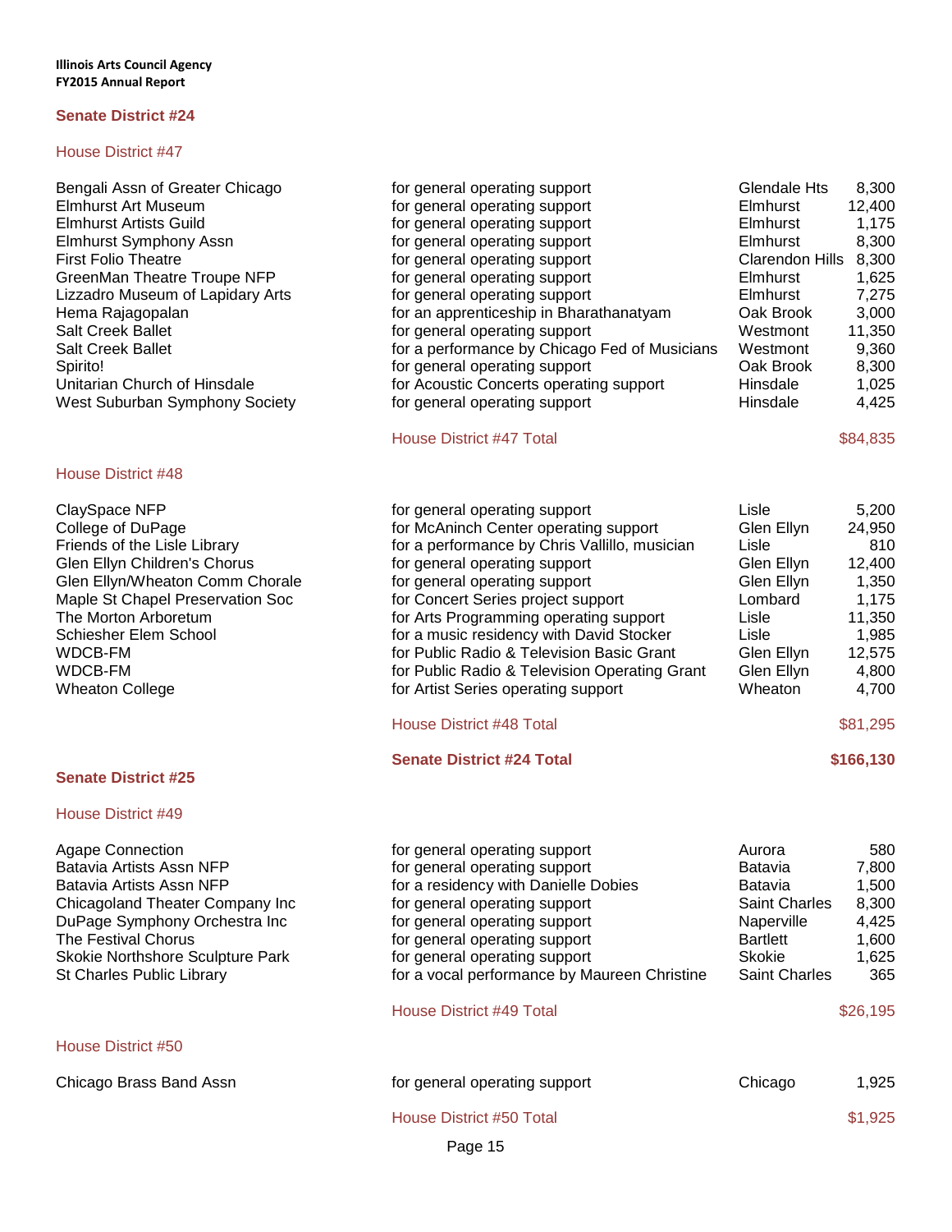Illinois Arts Council Agency
FY2015 Annual Report

## Senate District #24

### House District #47

| Organization | Purpose | City | Amount |
|---|---|---|---|
| Bengali Assn of Greater Chicago | for general operating support | Glendale Hts | 8,300 |
| Elmhurst Art Museum | for general operating support | Elmhurst | 12,400 |
| Elmhurst Artists Guild | for general operating support | Elmhurst | 1,175 |
| Elmhurst Symphony Assn | for general operating support | Elmhurst | 8,300 |
| First Folio Theatre | for general operating support | Clarendon Hills | 8,300 |
| GreenMan Theatre Troupe NFP | for general operating support | Elmhurst | 1,625 |
| Lizzadro Museum of Lapidary Arts | for general operating support | Elmhurst | 7,275 |
| Hema Rajagopalan | for an apprenticeship in Bharathanatyam | Oak Brook | 3,000 |
| Salt Creek Ballet | for general operating support | Westmont | 11,350 |
| Salt Creek Ballet | for a performance by Chicago Fed of Musicians | Westmont | 9,360 |
| Spirito! | for general operating support | Oak Brook | 8,300 |
| Unitarian Church of Hinsdale | for Acoustic Concerts operating support | Hinsdale | 1,025 |
| West Suburban Symphony Society | for general operating support | Hinsdale | 4,425 |
| | House District #47 Total | | $84,835 |

### House District #48

| Organization | Purpose | City | Amount |
|---|---|---|---|
| ClaySpace NFP | for general operating support | Lisle | 5,200 |
| College of DuPage | for McAninch Center operating support | Glen Ellyn | 24,950 |
| Friends of the Lisle Library | for a performance by Chris Vallillo, musician | Lisle | 810 |
| Glen Ellyn Children's Chorus | for general operating support | Glen Ellyn | 12,400 |
| Glen Ellyn/Wheaton Comm Chorale | for general operating support | Glen Ellyn | 1,350 |
| Maple St Chapel Preservation Soc | for Concert Series project support | Lombard | 1,175 |
| The Morton Arboretum | for Arts Programming operating support | Lisle | 11,350 |
| Schiesher Elem School | for a music residency with David Stocker | Lisle | 1,985 |
| WDCB-FM | for Public Radio & Television Basic Grant | Glen Ellyn | 12,575 |
| WDCB-FM | for Public Radio & Television Operating Grant | Glen Ellyn | 4,800 |
| Wheaton College | for Artist Series operating support | Wheaton | 4,700 |
| | House District #48 Total | | $81,295 |

**Senate District #24 Total — $166,130**

## Senate District #25

### House District #49

| Organization | Purpose | City | Amount |
|---|---|---|---|
| Agape Connection | for general operating support | Aurora | 580 |
| Batavia Artists Assn NFP | for general operating support | Batavia | 7,800 |
| Batavia Artists Assn NFP | for a residency with Danielle Dobies | Batavia | 1,500 |
| Chicagoland Theater Company Inc | for general operating support | Saint Charles | 8,300 |
| DuPage Symphony Orchestra Inc | for general operating support | Naperville | 4,425 |
| The Festival Chorus | for general operating support | Bartlett | 1,600 |
| Skokie Northshore Sculpture Park | for general operating support | Skokie | 1,625 |
| St Charles Public Library | for a vocal performance by Maureen Christine | Saint Charles | 365 |
| | House District #49 Total | | $26,195 |

### House District #50

| Organization | Purpose | City | Amount |
|---|---|---|---|
| Chicago Brass Band Assn | for general operating support | Chicago | 1,925 |
| | House District #50 Total | | $1,925 |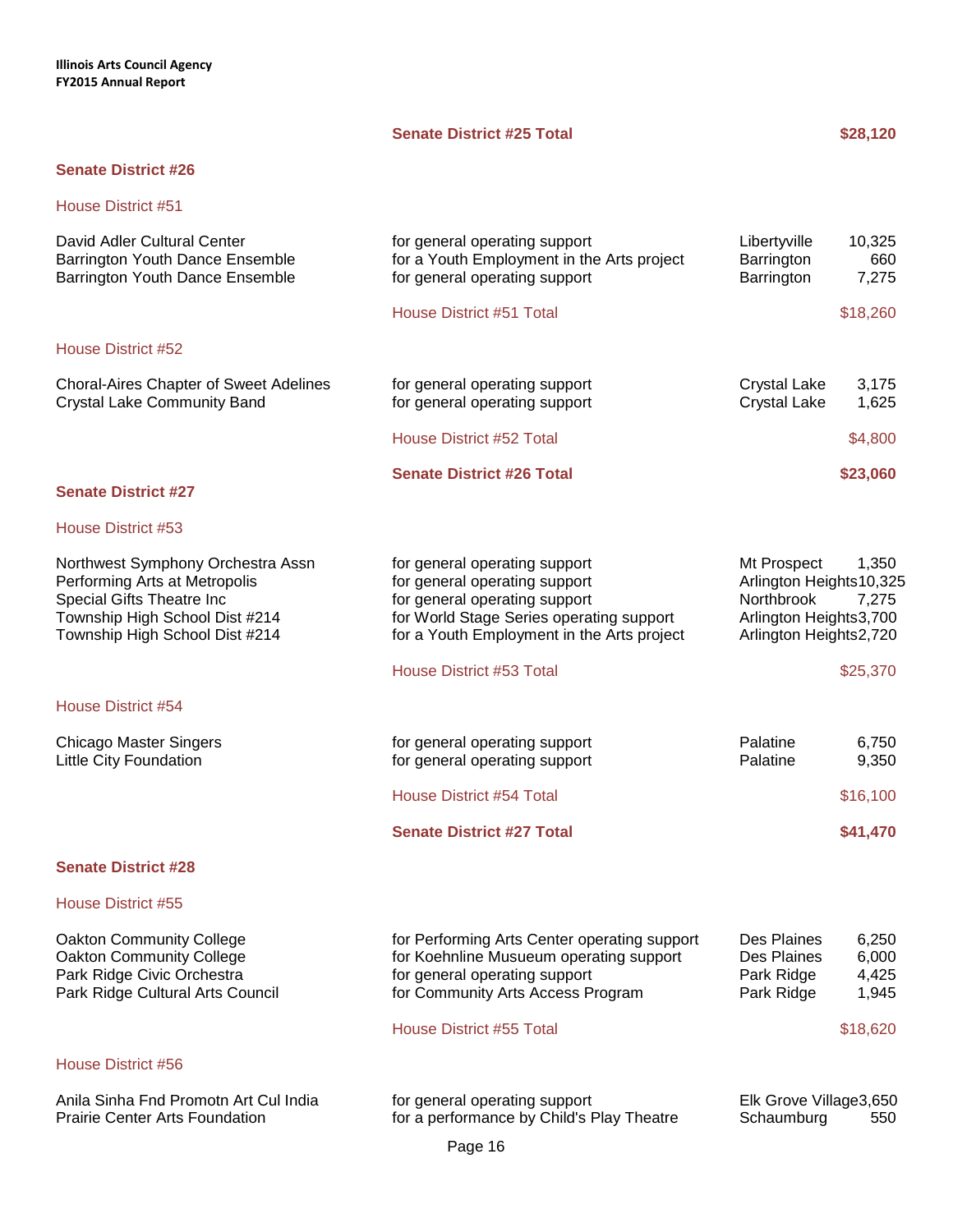**Senate District #25 Total** **$28,120**

## Senate District #26

### House District #51

| Organization | Purpose | City | Amount |
|---|---|---|---|
| David Adler Cultural Center | for general operating support | Libertyville | 10,325 |
| Barrington Youth Dance Ensemble | for a Youth Employment in the Arts project | Barrington | 660 |
| Barrington Youth Dance Ensemble | for general operating support | Barrington | 7,275 |
| | House District #51 Total | | $18,260 |

### House District #52

| Organization | Purpose | City | Amount |
|---|---|---|---|
| Choral-Aires Chapter of Sweet Adelines | for general operating support | Crystal Lake | 3,175 |
| Crystal Lake Community Band | for general operating support | Crystal Lake | 1,625 |
| | House District #52 Total | | $4,800 |

**Senate District #26 Total** **$23,060**

## Senate District #27

### House District #53

| Organization | Purpose | City | Amount |
|---|---|---|---|
| Northwest Symphony Orchestra Assn | for general operating support | Mt Prospect | 1,350 |
| Performing Arts at Metropolis | for general operating support | Arlington Heights | 10,325 |
| Special Gifts Theatre Inc | for general operating support | Northbrook | 7,275 |
| Township High School Dist #214 | for World Stage Series operating support | Arlington Heights | 3,700 |
| Township High School Dist #214 | for a Youth Employment in the Arts project | Arlington Heights | 2,720 |
| | House District #53 Total | | $25,370 |

### House District #54

| Organization | Purpose | City | Amount |
|---|---|---|---|
| Chicago Master Singers | for general operating support | Palatine | 6,750 |
| Little City Foundation | for general operating support | Palatine | 9,350 |
| | House District #54 Total | | $16,100 |

**Senate District #27 Total** **$41,470**

## Senate District #28

### House District #55

| Organization | Purpose | City | Amount |
|---|---|---|---|
| Oakton Community College | for Performing Arts Center operating support | Des Plaines | 6,250 |
| Oakton Community College | for Koehnline Musueum operating support | Des Plaines | 6,000 |
| Park Ridge Civic Orchestra | for general operating support | Park Ridge | 4,425 |
| Park Ridge Cultural Arts Council | for Community Arts Access Program | Park Ridge | 1,945 |
| | House District #55 Total | | $18,620 |

### House District #56

| Organization | Purpose | City | Amount |
|---|---|---|---|
| Anila Sinha Fnd Promotn Art Cul India | for general operating support | Elk Grove Village | 3,650 |
| Prairie Center Arts Foundation | for a performance by Child's Play Theatre | Schaumburg | 550 |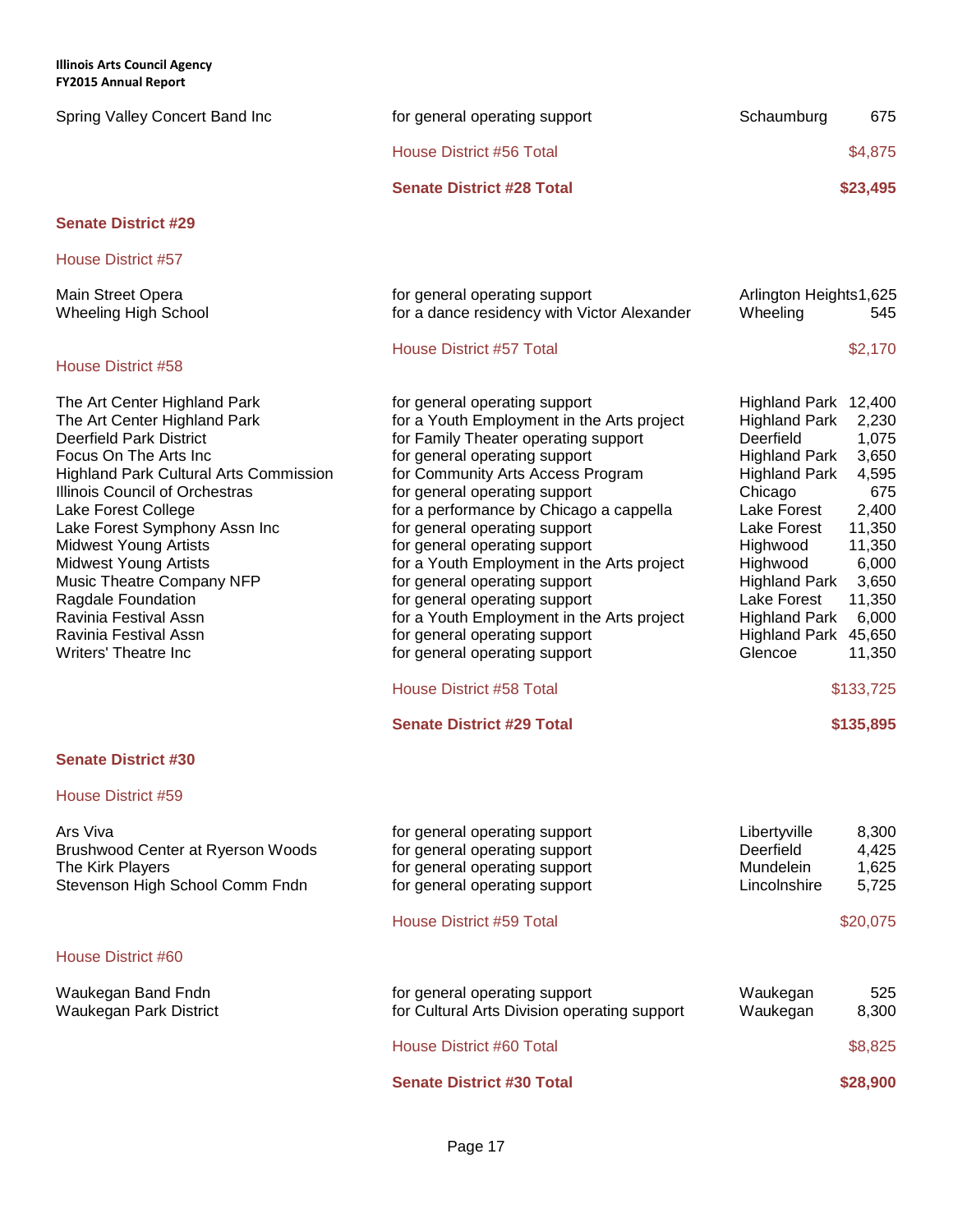| | | | |
|---|---|---|---|
| Spring Valley Concert Band Inc | for general operating support | Schaumburg | 675 |
| | House District #56 Total | | $4,875 |
| | **Senate District #28 Total** | | **$23,495** |

## Senate District #29

### House District #57

| | | | |
|---|---|---|---|
| Main Street Opera | for general operating support | Arlington Heights | 1,625 |
| Wheeling High School | for a dance residency with Victor Alexander | Wheeling | 545 |
| | House District #57 Total | | $2,170 |

### House District #58

| | | | |
|---|---|---|---|
| The Art Center Highland Park | for general operating support | Highland Park | 12,400 |
| The Art Center Highland Park | for a Youth Employment in the Arts project | Highland Park | 2,230 |
| Deerfield Park District | for Family Theater operating support | Deerfield | 1,075 |
| Focus On The Arts Inc | for general operating support | Highland Park | 3,650 |
| Highland Park Cultural Arts Commission | for Community Arts Access Program | Highland Park | 4,595 |
| Illinois Council of Orchestras | for general operating support | Chicago | 675 |
| Lake Forest College | for a performance by Chicago a cappella | Lake Forest | 2,400 |
| Lake Forest Symphony Assn Inc | for general operating support | Lake Forest | 11,350 |
| Midwest Young Artists | for general operating support | Highwood | 11,350 |
| Midwest Young Artists | for a Youth Employment in the Arts project | Highwood | 6,000 |
| Music Theatre Company NFP | for general operating support | Highland Park | 3,650 |
| Ragdale Foundation | for general operating support | Lake Forest | 11,350 |
| Ravinia Festival Assn | for a Youth Employment in the Arts project | Highland Park | 6,000 |
| Ravinia Festival Assn | for general operating support | Highland Park | 45,650 |
| Writers' Theatre Inc | for general operating support | Glencoe | 11,350 |
| | House District #58 Total | | $133,725 |
| | **Senate District #29 Total** | | **$135,895** |

## Senate District #30

### House District #59

| | | | |
|---|---|---|---|
| Ars Viva | for general operating support | Libertyville | 8,300 |
| Brushwood Center at Ryerson Woods | for general operating support | Deerfield | 4,425 |
| The Kirk Players | for general operating support | Mundelein | 1,625 |
| Stevenson High School Comm Fndn | for general operating support | Lincolnshire | 5,725 |
| | House District #59 Total | | $20,075 |

### House District #60

| | | | |
|---|---|---|---|
| Waukegan Band Fndn | for general operating support | Waukegan | 525 |
| Waukegan Park District | for Cultural Arts Division operating support | Waukegan | 8,300 |
| | House District #60 Total | | $8,825 |
| | **Senate District #30 Total** | | **$28,900** |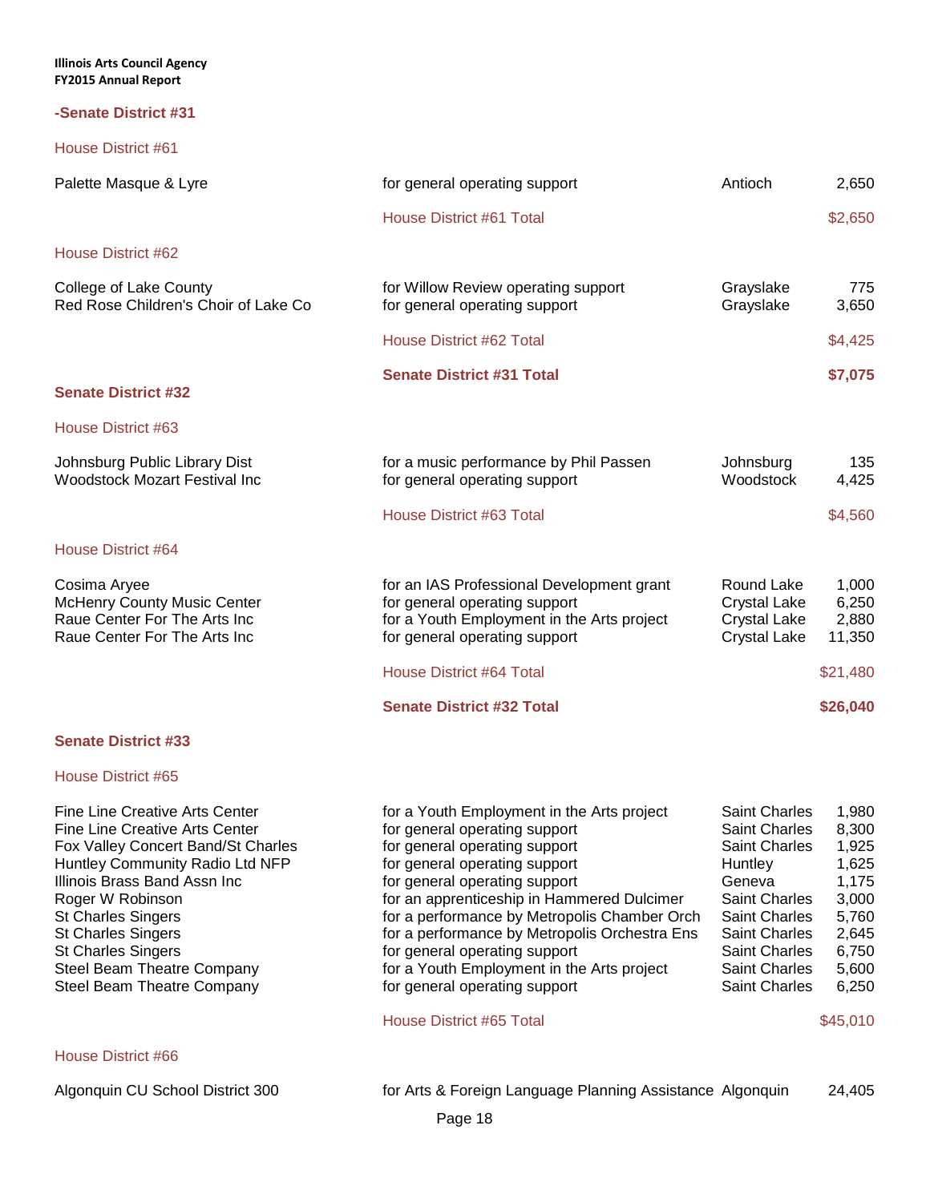## -Senate District #31

### House District #61

| Grantee | Purpose | City | Amount |
|---|---|---|---|
| Palette Masque & Lyre | for general operating support | Antioch | 2,650 |
| | House District #61 Total | | $2,650 |

### House District #62

| Grantee | Purpose | City | Amount |
|---|---|---|---|
| College of Lake County | for Willow Review operating support | Grayslake | 775 |
| Red Rose Children's Choir of Lake Co | for general operating support | Grayslake | 3,650 |
| | House District #62 Total | | $4,425 |
| | **Senate District #31 Total** | | **$7,075** |

## Senate District #32

### House District #63

| Grantee | Purpose | City | Amount |
|---|---|---|---|
| Johnsburg Public Library Dist | for a music performance by Phil Passen | Johnsburg | 135 |
| Woodstock Mozart Festival Inc | for general operating support | Woodstock | 4,425 |
| | House District #63 Total | | $4,560 |

### House District #64

| Grantee | Purpose | City | Amount |
|---|---|---|---|
| Cosima Aryee | for an IAS Professional Development grant | Round Lake | 1,000 |
| McHenry County Music Center | for general operating support | Crystal Lake | 6,250 |
| Raue Center For The Arts Inc | for a Youth Employment in the Arts project | Crystal Lake | 2,880 |
| Raue Center For The Arts Inc | for general operating support | Crystal Lake | 11,350 |
| | House District #64 Total | | $21,480 |
| | **Senate District #32 Total** | | **$26,040** |

## Senate District #33

### House District #65

| Grantee | Purpose | City | Amount |
|---|---|---|---|
| Fine Line Creative Arts Center | for a Youth Employment in the Arts project | Saint Charles | 1,980 |
| Fine Line Creative Arts Center | for general operating support | Saint Charles | 8,300 |
| Fox Valley Concert Band/St Charles | for general operating support | Saint Charles | 1,925 |
| Huntley Community Radio Ltd NFP | for general operating support | Huntley | 1,625 |
| Illinois Brass Band Assn Inc | for general operating support | Geneva | 1,175 |
| Roger W Robinson | for an apprenticeship in Hammered Dulcimer | Saint Charles | 3,000 |
| St Charles Singers | for a performance by Metropolis Chamber Orch | Saint Charles | 5,760 |
| St Charles Singers | for a performance by Metropolis Orchestra Ens | Saint Charles | 2,645 |
| St Charles Singers | for general operating support | Saint Charles | 6,750 |
| Steel Beam Theatre Company | for a Youth Employment in the Arts project | Saint Charles | 5,600 |
| Steel Beam Theatre Company | for general operating support | Saint Charles | 6,250 |
| | House District #65 Total | | $45,010 |

### House District #66

| Grantee | Purpose | City | Amount |
|---|---|---|---|
| Algonquin CU School District 300 | for Arts & Foreign Language Planning Assistance | Algonquin | 24,405 |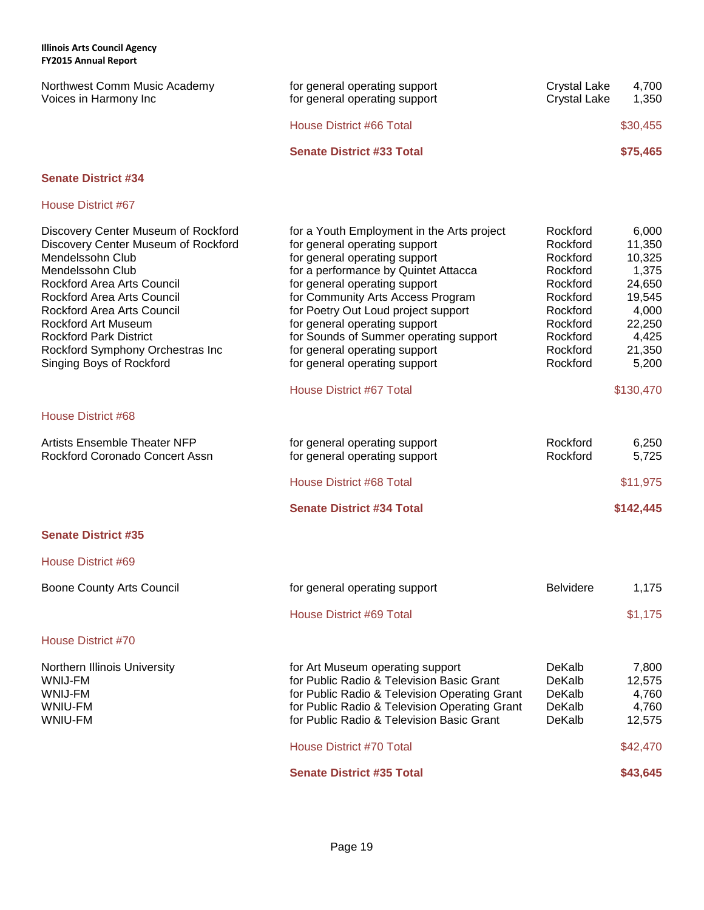| Organization | Purpose | City | Amount |
|---|---|---|---|
| Northwest Comm Music Academy | for general operating support | Crystal Lake | 4,700 |
| Voices in Harmony Inc | for general operating support | Crystal Lake | 1,350 |
| | House District #66 Total | | $30,455 |
| | **Senate District #33 Total** | | **$75,465** |

## Senate District #34

### House District #67

| Organization | Purpose | City | Amount |
|---|---|---|---|
| Discovery Center Museum of Rockford | for a Youth Employment in the Arts project | Rockford | 6,000 |
| Discovery Center Museum of Rockford | for general operating support | Rockford | 11,350 |
| Mendelssohn Club | for general operating support | Rockford | 10,325 |
| Mendelssohn Club | for a performance by Quintet Attacca | Rockford | 1,375 |
| Rockford Area Arts Council | for general operating support | Rockford | 24,650 |
| Rockford Area Arts Council | for Community Arts Access Program | Rockford | 19,545 |
| Rockford Area Arts Council | for Poetry Out Loud project support | Rockford | 4,000 |
| Rockford Art Museum | for general operating support | Rockford | 22,250 |
| Rockford Park District | for Sounds of Summer operating support | Rockford | 4,425 |
| Rockford Symphony Orchestras Inc | for general operating support | Rockford | 21,350 |
| Singing Boys of Rockford | for general operating support | Rockford | 5,200 |
| | House District #67 Total | | $130,470 |

### House District #68

| Organization | Purpose | City | Amount |
|---|---|---|---|
| Artists Ensemble Theater NFP | for general operating support | Rockford | 6,250 |
| Rockford Coronado Concert Assn | for general operating support | Rockford | 5,725 |
| | House District #68 Total | | $11,975 |
| | **Senate District #34 Total** | | **$142,445** |

## Senate District #35

### House District #69

| Organization | Purpose | City | Amount |
|---|---|---|---|
| Boone County Arts Council | for general operating support | Belvidere | 1,175 |
| | House District #69 Total | | $1,175 |

### House District #70

| Organization | Purpose | City | Amount |
|---|---|---|---|
| Northern Illinois University | for Art Museum operating support | DeKalb | 7,800 |
| WNIJ-FM | for Public Radio & Television Basic Grant | DeKalb | 12,575 |
| WNIJ-FM | for Public Radio & Television Operating Grant | DeKalb | 4,760 |
| WNIU-FM | for Public Radio & Television Operating Grant | DeKalb | 4,760 |
| WNIU-FM | for Public Radio & Television Basic Grant | DeKalb | 12,575 |
| | House District #70 Total | | $42,470 |
| | **Senate District #35 Total** | | **$43,645** |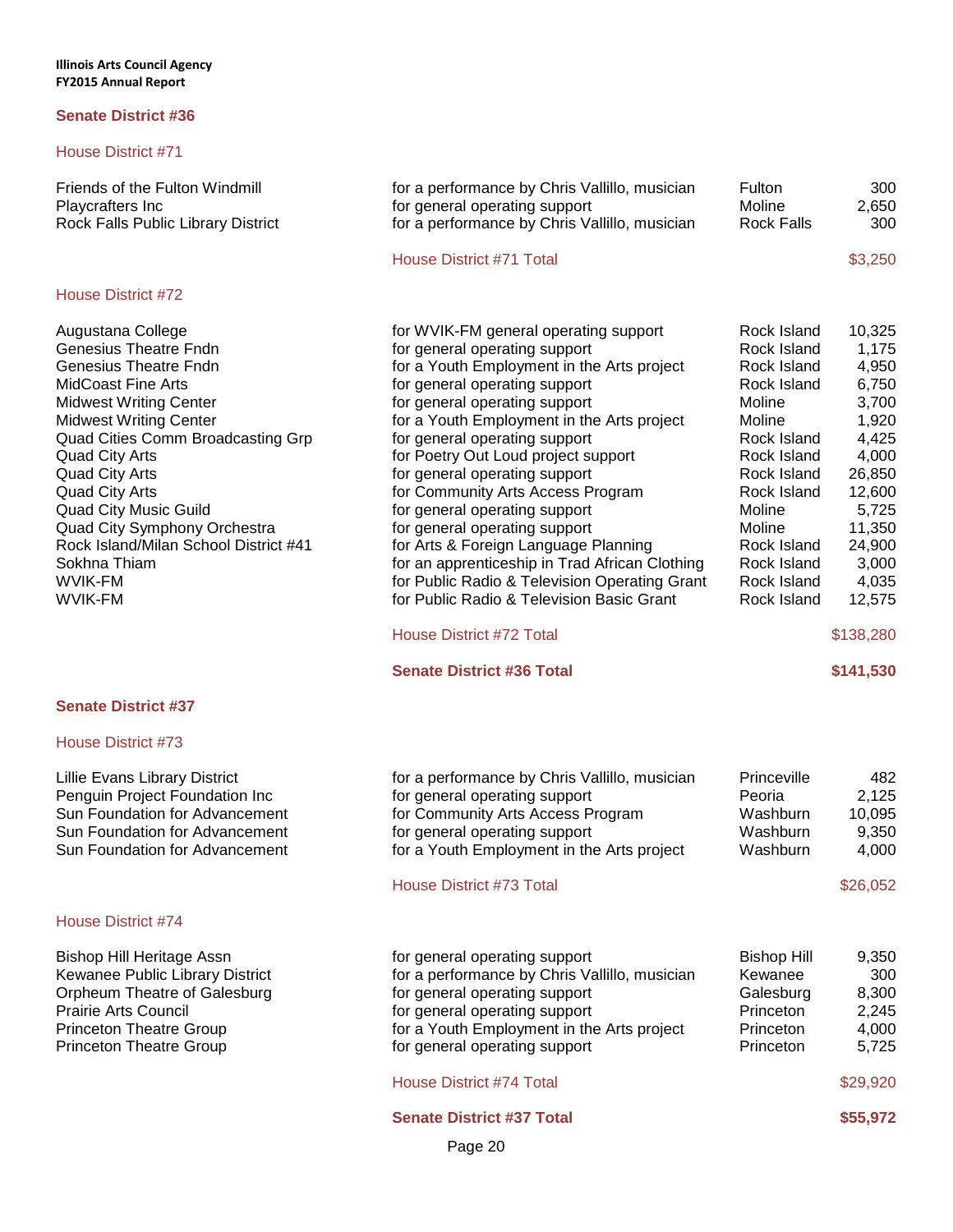## Senate District #36

### House District #71

| | | | |
|---|---|---|---|
| Friends of the Fulton Windmill | for a performance by Chris Vallillo, musician | Fulton | 300 |
| Playcrafters Inc | for general operating support | Moline | 2,650 |
| Rock Falls Public Library District | for a performance by Chris Vallillo, musician | Rock Falls | 300 |
| | House District #71 Total | | $3,250 |

### House District #72

| | | | |
|---|---|---|---|
| Augustana College | for WVIK-FM general operating support | Rock Island | 10,325 |
| Genesius Theatre Fndn | for general operating support | Rock Island | 1,175 |
| Genesius Theatre Fndn | for a Youth Employment in the Arts project | Rock Island | 4,950 |
| MidCoast Fine Arts | for general operating support | Rock Island | 6,750 |
| Midwest Writing Center | for general operating support | Moline | 3,700 |
| Midwest Writing Center | for a Youth Employment in the Arts project | Moline | 1,920 |
| Quad Cities Comm Broadcasting Grp | for general operating support | Rock Island | 4,425 |
| Quad City Arts | for Poetry Out Loud project support | Rock Island | 4,000 |
| Quad City Arts | for general operating support | Rock Island | 26,850 |
| Quad City Arts | for Community Arts Access Program | Rock Island | 12,600 |
| Quad City Music Guild | for general operating support | Moline | 5,725 |
| Quad City Symphony Orchestra | for general operating support | Moline | 11,350 |
| Rock Island/Milan School District #41 | for Arts & Foreign Language Planning | Rock Island | 24,900 |
| Sokhna Thiam | for an apprenticeship in Trad African Clothing | Rock Island | 3,000 |
| WVIK-FM | for Public Radio & Television Operating Grant | Rock Island | 4,035 |
| WVIK-FM | for Public Radio & Television Basic Grant | Rock Island | 12,575 |
| | House District #72 Total | | $138,280 |
| | **Senate District #36 Total** | | **$141,530** |

## Senate District #37

### House District #73

| | | | |
|---|---|---|---|
| Lillie Evans Library District | for a performance by Chris Vallillo, musician | Princeville | 482 |
| Penguin Project Foundation Inc | for general operating support | Peoria | 2,125 |
| Sun Foundation for Advancement | for Community Arts Access Program | Washburn | 10,095 |
| Sun Foundation for Advancement | for general operating support | Washburn | 9,350 |
| Sun Foundation for Advancement | for a Youth Employment in the Arts project | Washburn | 4,000 |
| | House District #73 Total | | $26,052 |

### House District #74

| | | | |
|---|---|---|---|
| Bishop Hill Heritage Assn | for general operating support | Bishop Hill | 9,350 |
| Kewanee Public Library District | for a performance by Chris Vallillo, musician | Kewanee | 300 |
| Orpheum Theatre of Galesburg | for general operating support | Galesburg | 8,300 |
| Prairie Arts Council | for general operating support | Princeton | 2,245 |
| Princeton Theatre Group | for a Youth Employment in the Arts project | Princeton | 4,000 |
| Princeton Theatre Group | for general operating support | Princeton | 5,725 |
| | House District #74 Total | | $29,920 |
| | **Senate District #37 Total** | | **$55,972** |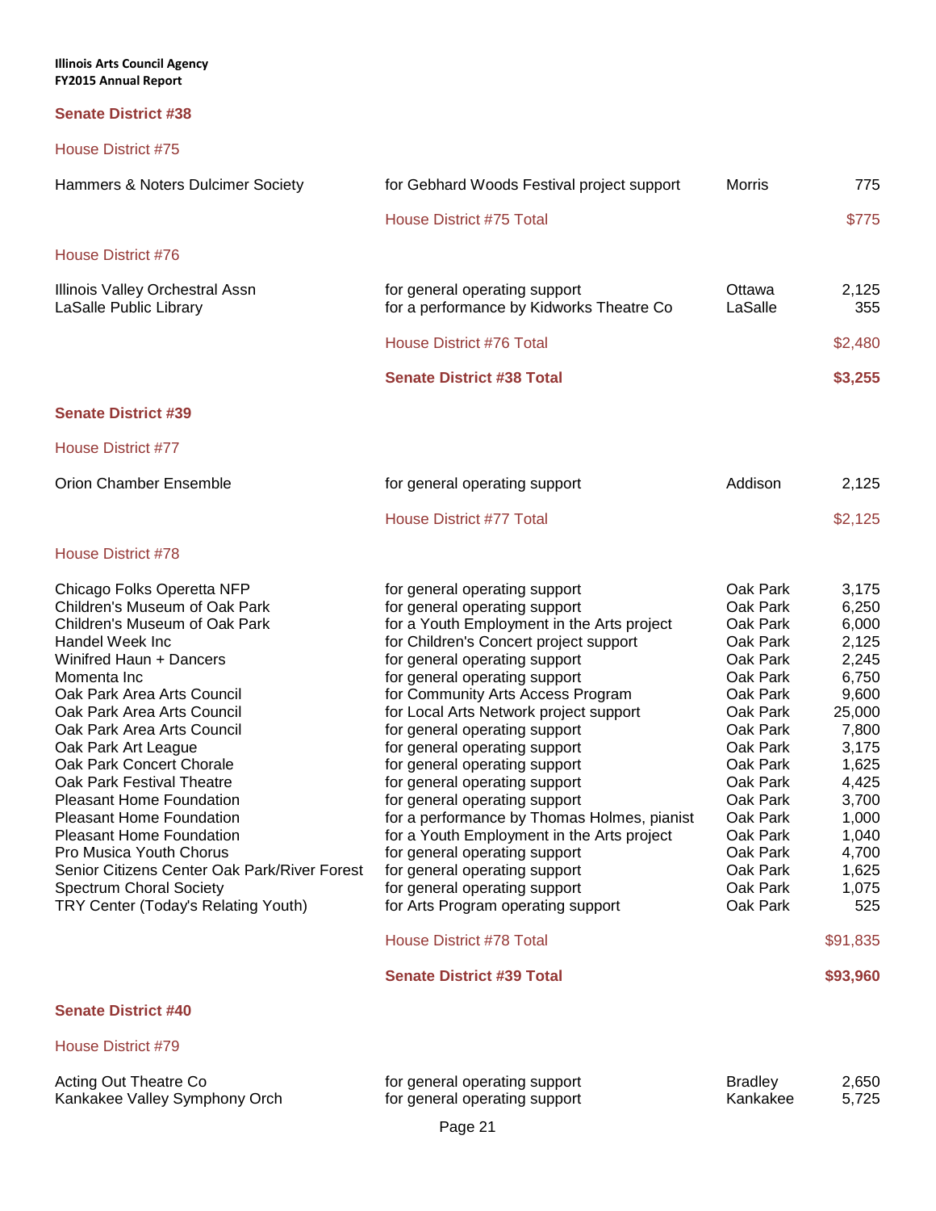## Senate District #38

### House District #75

| | | | |
|---|---|---|---|
| Hammers & Noters Dulcimer Society | for Gebhard Woods Festival project support | Morris | 775 |
| | House District #75 Total | | $775 |

### House District #76

| | | | |
|---|---|---|---|
| Illinois Valley Orchestral Assn | for general operating support | Ottawa | 2,125 |
| LaSalle Public Library | for a performance by Kidworks Theatre Co | LaSalle | 355 |
| | House District #76 Total | | $2,480 |
| | **Senate District #38 Total** | | **$3,255** |

## Senate District #39

### House District #77

| | | | |
|---|---|---|---|
| Orion Chamber Ensemble | for general operating support | Addison | 2,125 |
| | House District #77 Total | | $2,125 |

### House District #78

| | | | |
|---|---|---|---|
| Chicago Folks Operetta NFP | for general operating support | Oak Park | 3,175 |
| Children's Museum of Oak Park | for general operating support | Oak Park | 6,250 |
| Children's Museum of Oak Park | for a Youth Employment in the Arts project | Oak Park | 6,000 |
| Handel Week Inc | for Children's Concert project support | Oak Park | 2,125 |
| Winifred Haun + Dancers | for general operating support | Oak Park | 2,245 |
| Momenta Inc | for general operating support | Oak Park | 6,750 |
| Oak Park Area Arts Council | for Community Arts Access Program | Oak Park | 9,600 |
| Oak Park Area Arts Council | for Local Arts Network project support | Oak Park | 25,000 |
| Oak Park Area Arts Council | for general operating support | Oak Park | 7,800 |
| Oak Park Art League | for general operating support | Oak Park | 3,175 |
| Oak Park Concert Chorale | for general operating support | Oak Park | 1,625 |
| Oak Park Festival Theatre | for general operating support | Oak Park | 4,425 |
| Pleasant Home Foundation | for general operating support | Oak Park | 3,700 |
| Pleasant Home Foundation | for a performance by Thomas Holmes, pianist | Oak Park | 1,000 |
| Pleasant Home Foundation | for a Youth Employment in the Arts project | Oak Park | 1,040 |
| Pro Musica Youth Chorus | for general operating support | Oak Park | 4,700 |
| Senior Citizens Center Oak Park/River Forest | for general operating support | Oak Park | 1,625 |
| Spectrum Choral Society | for general operating support | Oak Park | 1,075 |
| TRY Center (Today's Relating Youth) | for Arts Program operating support | Oak Park | 525 |
| | House District #78 Total | | $91,835 |
| | **Senate District #39 Total** | | **$93,960** |

## Senate District #40

### House District #79

| | | | |
|---|---|---|---|
| Acting Out Theatre Co | for general operating support | Bradley | 2,650 |
| Kankakee Valley Symphony Orch | for general operating support | Kankakee | 5,725 |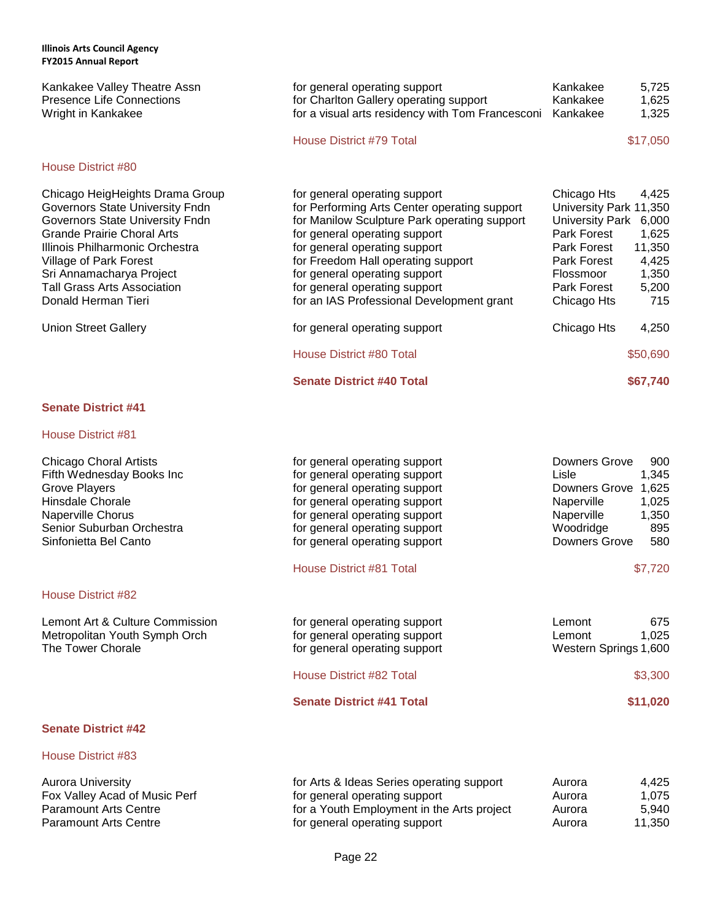| Organization | Purpose | City | Amount |
|---|---|---|---|
| Kankakee Valley Theatre Assn | for general operating support | Kankakee | 5,725 |
| Presence Life Connections | for Charlton Gallery operating support | Kankakee | 1,625 |
| Wright in Kankakee | for a visual arts residency with Tom Francesconi | Kankakee | 1,325 |
| | House District #79 Total | | $17,050 |

### House District #80

| Organization | Purpose | City | Amount |
|---|---|---|---|
| Chicago HeigHeights Drama Group | for general operating support | Chicago Hts | 4,425 |
| Governors State University Fndn | for Performing Arts Center operating support | University Park | 11,350 |
| Governors State University Fndn | for Manilow Sculpture Park operating support | University Park | 6,000 |
| Grande Prairie Choral Arts | for general operating support | Park Forest | 1,625 |
| Illinois Philharmonic Orchestra | for general operating support | Park Forest | 11,350 |
| Village of Park Forest | for Freedom Hall operating support | Park Forest | 4,425 |
| Sri Annamacharya Project | for general operating support | Flossmoor | 1,350 |
| Tall Grass Arts Association | for general operating support | Park Forest | 5,200 |
| Donald Herman Tieri | for an IAS Professional Development grant | Chicago Hts | 715 |
| Union Street Gallery | for general operating support | Chicago Hts | 4,250 |
| | House District #80 Total | | $50,690 |
| | **Senate District #40 Total** | | **$67,740** |

## Senate District #41

### House District #81

| Organization | Purpose | City | Amount |
|---|---|---|---|
| Chicago Choral Artists | for general operating support | Downers Grove | 900 |
| Fifth Wednesday Books Inc | for general operating support | Lisle | 1,345 |
| Grove Players | for general operating support | Downers Grove | 1,625 |
| Hinsdale Chorale | for general operating support | Naperville | 1,025 |
| Naperville Chorus | for general operating support | Naperville | 1,350 |
| Senior Suburban Orchestra | for general operating support | Woodridge | 895 |
| Sinfonietta Bel Canto | for general operating support | Downers Grove | 580 |
| | House District #81 Total | | $7,720 |

### House District #82

| Organization | Purpose | City | Amount |
|---|---|---|---|
| Lemont Art & Culture Commission | for general operating support | Lemont | 675 |
| Metropolitan Youth Symph Orch | for general operating support | Lemont | 1,025 |
| The Tower Chorale | for general operating support | Western Springs | 1,600 |
| | House District #82 Total | | $3,300 |
| | **Senate District #41 Total** | | **$11,020** |

## Senate District #42

### House District #83

| Organization | Purpose | City | Amount |
|---|---|---|---|
| Aurora University | for Arts & Ideas Series operating support | Aurora | 4,425 |
| Fox Valley Acad of Music Perf | for general operating support | Aurora | 1,075 |
| Paramount Arts Centre | for a Youth Employment in the Arts project | Aurora | 5,940 |
| Paramount Arts Centre | for general operating support | Aurora | 11,350 |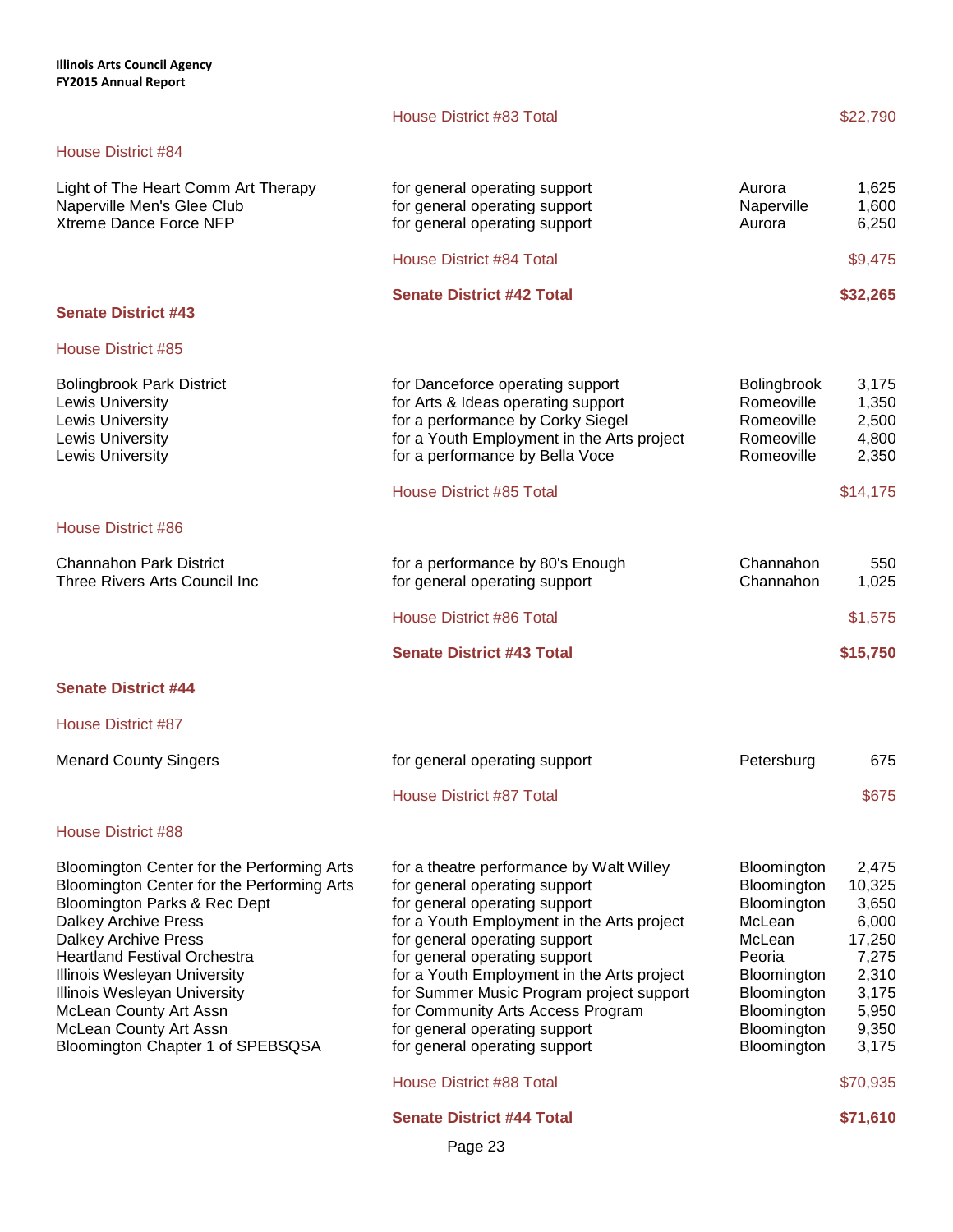House District #83 Total $22,790

### House District #84

| Organization | Purpose | City | Amount |
|---|---|---|---|
| Light of The Heart Comm Art Therapy | for general operating support | Aurora | 1,625 |
| Naperville Men's Glee Club | for general operating support | Naperville | 1,600 |
| Xtreme Dance Force NFP | for general operating support | Aurora | 6,250 |
| | House District #84 Total | | $9,475 |
| | **Senate District #42 Total** | | **$32,265** |

## Senate District #43

### House District #85

| Organization | Purpose | City | Amount |
|---|---|---|---|
| Bolingbrook Park District | for Danceforce operating support | Bolingbrook | 3,175 |
| Lewis University | for Arts & Ideas operating support | Romeoville | 1,350 |
| Lewis University | for a performance by Corky Siegel | Romeoville | 2,500 |
| Lewis University | for a Youth Employment in the Arts project | Romeoville | 4,800 |
| Lewis University | for a performance by Bella Voce | Romeoville | 2,350 |
| | House District #85 Total | | $14,175 |

### House District #86

| Organization | Purpose | City | Amount |
|---|---|---|---|
| Channahon Park District | for a performance by 80's Enough | Channahon | 550 |
| Three Rivers Arts Council Inc | for general operating support | Channahon | 1,025 |
| | House District #86 Total | | $1,575 |
| | **Senate District #43 Total** | | **$15,750** |

## Senate District #44

### House District #87

| Organization | Purpose | City | Amount |
|---|---|---|---|
| Menard County Singers | for general operating support | Petersburg | 675 |
| | House District #87 Total | | $675 |

### House District #88

| Organization | Purpose | City | Amount |
|---|---|---|---|
| Bloomington Center for the Performing Arts | for a theatre performance by Walt Willey | Bloomington | 2,475 |
| Bloomington Center for the Performing Arts | for general operating support | Bloomington | 10,325 |
| Bloomington Parks & Rec Dept | for general operating support | Bloomington | 3,650 |
| Dalkey Archive Press | for a Youth Employment in the Arts project | McLean | 6,000 |
| Dalkey Archive Press | for general operating support | McLean | 17,250 |
| Heartland Festival Orchestra | for general operating support | Peoria | 7,275 |
| Illinois Wesleyan University | for a Youth Employment in the Arts project | Bloomington | 2,310 |
| Illinois Wesleyan University | for Summer Music Program project support | Bloomington | 3,175 |
| McLean County Art Assn | for Community Arts Access Program | Bloomington | 5,950 |
| McLean County Art Assn | for general operating support | Bloomington | 9,350 |
| Bloomington Chapter 1 of SPEBSQSA | for general operating support | Bloomington | 3,175 |
| | House District #88 Total | | $70,935 |
| | **Senate District #44 Total** | | **$71,610** |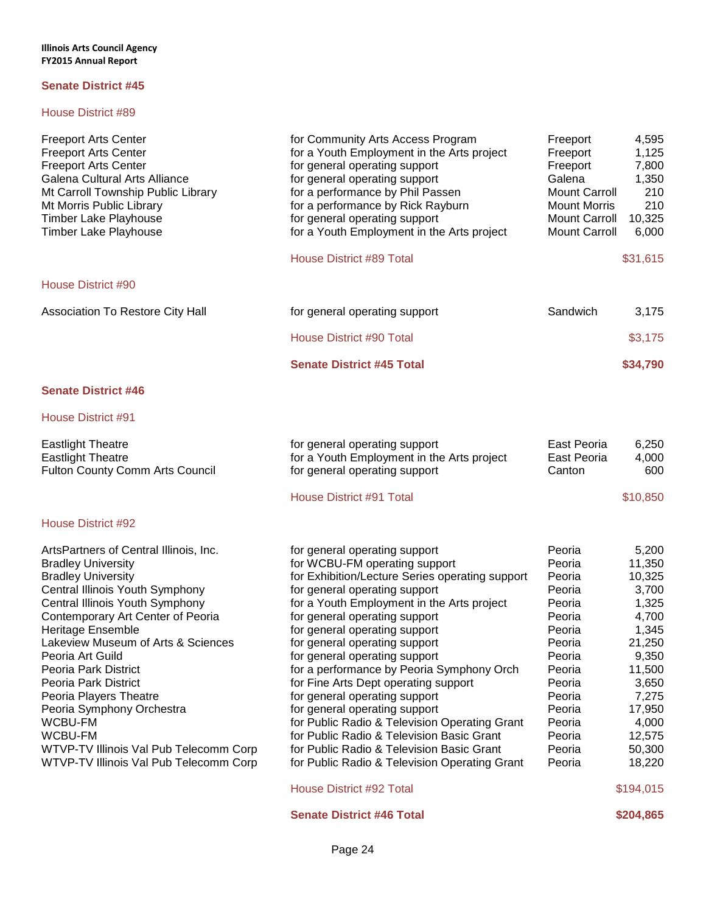**Illinois Arts Council Agency**
**FY2015 Annual Report**

## Senate District #45

### House District #89

| Organization | Purpose | City | Amount |
|---|---|---|---|
| Freeport Arts Center | for Community Arts Access Program | Freeport | 4,595 |
| Freeport Arts Center | for a Youth Employment in the Arts project | Freeport | 1,125 |
| Freeport Arts Center | for general operating support | Freeport | 7,800 |
| Galena Cultural Arts Alliance | for general operating support | Galena | 1,350 |
| Mt Carroll Township Public Library | for a performance by Phil Passen | Mount Carroll | 210 |
| Mt Morris Public Library | for a performance by Rick Rayburn | Mount Morris | 210 |
| Timber Lake Playhouse | for general operating support | Mount Carroll | 10,325 |
| Timber Lake Playhouse | for a Youth Employment in the Arts project | Mount Carroll | 6,000 |
| | House District #89 Total | | $31,615 |

### House District #90

| Organization | Purpose | City | Amount |
|---|---|---|---|
| Association To Restore City Hall | for general operating support | Sandwich | 3,175 |
| | House District #90 Total | | $3,175 |
| | **Senate District #45 Total** | | **$34,790** |

## Senate District #46

### House District #91

| Organization | Purpose | City | Amount |
|---|---|---|---|
| Eastlight Theatre | for general operating support | East Peoria | 6,250 |
| Eastlight Theatre | for a Youth Employment in the Arts project | East Peoria | 4,000 |
| Fulton County Comm Arts Council | for general operating support | Canton | 600 |
| | House District #91 Total | | $10,850 |

### House District #92

| Organization | Purpose | City | Amount |
|---|---|---|---|
| ArtsPartners of Central Illinois, Inc. | for general operating support | Peoria | 5,200 |
| Bradley University | for WCBU-FM operating support | Peoria | 11,350 |
| Bradley University | for Exhibition/Lecture Series operating support | Peoria | 10,325 |
| Central Illinois Youth Symphony | for general operating support | Peoria | 3,700 |
| Central Illinois Youth Symphony | for a Youth Employment in the Arts project | Peoria | 1,325 |
| Contemporary Art Center of Peoria | for general operating support | Peoria | 4,700 |
| Heritage Ensemble | for general operating support | Peoria | 1,345 |
| Lakeview Museum of Arts & Sciences | for general operating support | Peoria | 21,250 |
| Peoria Art Guild | for general operating support | Peoria | 9,350 |
| Peoria Park District | for a performance by Peoria Symphony Orch | Peoria | 11,500 |
| Peoria Park District | for Fine Arts Dept operating support | Peoria | 3,650 |
| Peoria Players Theatre | for general operating support | Peoria | 7,275 |
| Peoria Symphony Orchestra | for general operating support | Peoria | 17,950 |
| WCBU-FM | for Public Radio & Television Operating Grant | Peoria | 4,000 |
| WCBU-FM | for Public Radio & Television Basic Grant | Peoria | 12,575 |
| WTVP-TV Illinois Val Pub Telecomm Corp | for Public Radio & Television Basic Grant | Peoria | 50,300 |
| WTVP-TV Illinois Val Pub Telecomm Corp | for Public Radio & Television Operating Grant | Peoria | 18,220 |
| | House District #92 Total | | $194,015 |
| | **Senate District #46 Total** | | **$204,865** |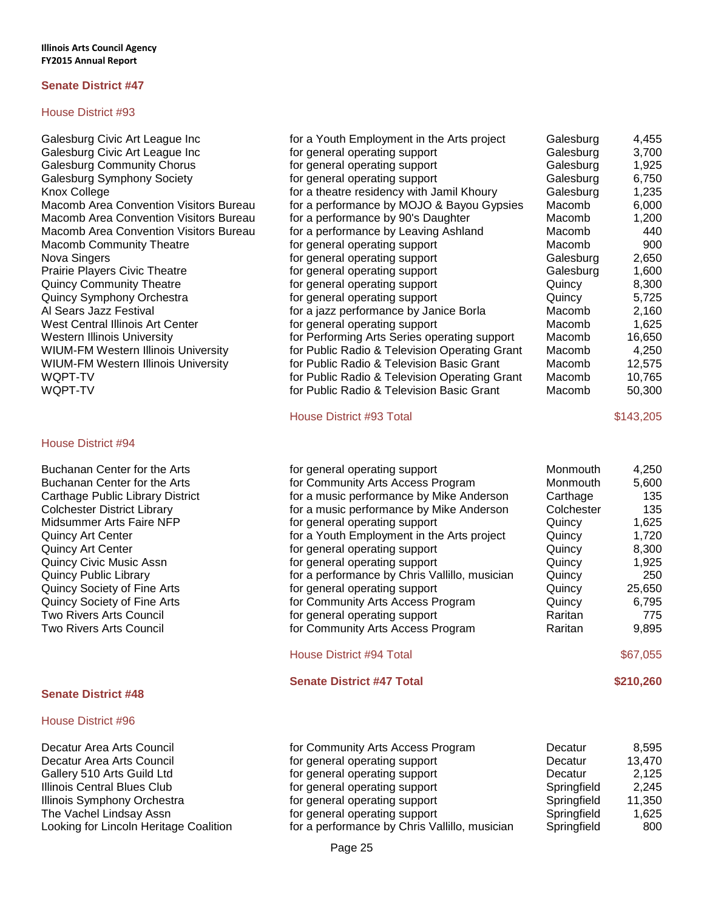## Senate District #47

### House District #93

| Organization | Purpose | City | Amount |
|---|---|---|---|
| Galesburg Civic Art League Inc | for a Youth Employment in the Arts project | Galesburg | 4,455 |
| Galesburg Civic Art League Inc | for general operating support | Galesburg | 3,700 |
| Galesburg Community Chorus | for general operating support | Galesburg | 1,925 |
| Galesburg Symphony Society | for general operating support | Galesburg | 6,750 |
| Knox College | for a theatre residency with Jamil Khoury | Galesburg | 1,235 |
| Macomb Area Convention Visitors Bureau | for a performance by MOJO & Bayou Gypsies | Macomb | 6,000 |
| Macomb Area Convention Visitors Bureau | for a performance by 90's Daughter | Macomb | 1,200 |
| Macomb Area Convention Visitors Bureau | for a performance by Leaving Ashland | Macomb | 440 |
| Macomb Community Theatre | for general operating support | Macomb | 900 |
| Nova Singers | for general operating support | Galesburg | 2,650 |
| Prairie Players Civic Theatre | for general operating support | Galesburg | 1,600 |
| Quincy Community Theatre | for general operating support | Quincy | 8,300 |
| Quincy Symphony Orchestra | for general operating support | Quincy | 5,725 |
| Al Sears Jazz Festival | for a jazz performance by Janice Borla | Macomb | 2,160 |
| West Central Illinois Art Center | for general operating support | Macomb | 1,625 |
| Western Illinois University | for Performing Arts Series operating support | Macomb | 16,650 |
| WIUM-FM Western Illinois University | for Public Radio & Television Operating Grant | Macomb | 4,250 |
| WIUM-FM Western Illinois University | for Public Radio & Television Basic Grant | Macomb | 12,575 |
| WQPT-TV | for Public Radio & Television Operating Grant | Macomb | 10,765 |
| WQPT-TV | for Public Radio & Television Basic Grant | Macomb | 50,300 |
| | House District #93 Total | | $143,205 |

### House District #94

| Organization | Purpose | City | Amount |
|---|---|---|---|
| Buchanan Center for the Arts | for general operating support | Monmouth | 4,250 |
| Buchanan Center for the Arts | for Community Arts Access Program | Monmouth | 5,600 |
| Carthage Public Library District | for a music performance by Mike Anderson | Carthage | 135 |
| Colchester District Library | for a music performance by Mike Anderson | Colchester | 135 |
| Midsummer Arts Faire NFP | for general operating support | Quincy | 1,625 |
| Quincy Art Center | for a Youth Employment in the Arts project | Quincy | 1,720 |
| Quincy Art Center | for general operating support | Quincy | 8,300 |
| Quincy Civic Music Assn | for general operating support | Quincy | 1,925 |
| Quincy Public Library | for a performance by Chris Vallillo, musician | Quincy | 250 |
| Quincy Society of Fine Arts | for general operating support | Quincy | 25,650 |
| Quincy Society of Fine Arts | for Community Arts Access Program | Quincy | 6,795 |
| Two Rivers Arts Council | for general operating support | Raritan | 775 |
| Two Rivers Arts Council | for Community Arts Access Program | Raritan | 9,895 |
| | House District #94 Total | | $67,055 |
| | **Senate District #47 Total** | | **$210,260** |

## Senate District #48

### House District #96

| Organization | Purpose | City | Amount |
|---|---|---|---|
| Decatur Area Arts Council | for Community Arts Access Program | Decatur | 8,595 |
| Decatur Area Arts Council | for general operating support | Decatur | 13,470 |
| Gallery 510 Arts Guild Ltd | for general operating support | Decatur | 2,125 |
| Illinois Central Blues Club | for general operating support | Springfield | 2,245 |
| Illinois Symphony Orchestra | for general operating support | Springfield | 11,350 |
| The Vachel Lindsay Assn | for general operating support | Springfield | 1,625 |
| Looking for Lincoln Heritage Coalition | for a performance by Chris Vallillo, musician | Springfield | 800 |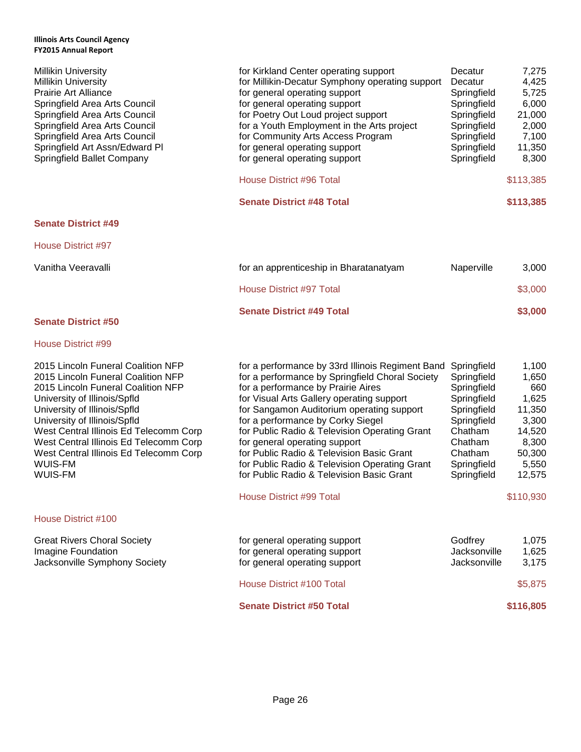| Organization | Purpose | City | Amount |
|---|---|---|---|
| Millikin University | for Kirkland Center operating support | Decatur | 7,275 |
| Millikin University | for Millikin-Decatur Symphony operating support | Decatur | 4,425 |
| Prairie Art Alliance | for general operating support | Springfield | 5,725 |
| Springfield Area Arts Council | for general operating support | Springfield | 6,000 |
| Springfield Area Arts Council | for Poetry Out Loud project support | Springfield | 21,000 |
| Springfield Area Arts Council | for a Youth Employment in the Arts project | Springfield | 2,000 |
| Springfield Area Arts Council | for Community Arts Access Program | Springfield | 7,100 |
| Springfield Art Assn/Edward Pl | for general operating support | Springfield | 11,350 |
| Springfield Ballet Company | for general operating support | Springfield | 8,300 |
| | House District #96 Total | | $113,385 |
| | **Senate District #48 Total** | | **$113,385** |

## Senate District #49

### House District #97

| Organization | Purpose | City | Amount |
|---|---|---|---|
| Vanitha Veeravalli | for an apprenticeship in Bharatanatyam | Naperville | 3,000 |
| | House District #97 Total | | $3,000 |
| | **Senate District #49 Total** | | **$3,000** |

## Senate District #50

### House District #99

| Organization | Purpose | City | Amount |
|---|---|---|---|
| 2015 Lincoln Funeral Coalition NFP | for a performance by 33rd Illinois Regiment Band | Springfield | 1,100 |
| 2015 Lincoln Funeral Coalition NFP | for a performance by Springfield Choral Society | Springfield | 1,650 |
| 2015 Lincoln Funeral Coalition NFP | for a performance by Prairie Aires | Springfield | 660 |
| University of Illinois/Spfld | for Visual Arts Gallery operating support | Springfield | 1,625 |
| University of Illinois/Spfld | for Sangamon Auditorium operating support | Springfield | 11,350 |
| University of Illinois/Spfld | for a performance by Corky Siegel | Springfield | 3,300 |
| West Central Illinois Ed Telecomm Corp | for Public Radio & Television Operating Grant | Chatham | 14,520 |
| West Central Illinois Ed Telecomm Corp | for general operating support | Chatham | 8,300 |
| West Central Illinois Ed Telecomm Corp | for Public Radio & Television Basic Grant | Chatham | 50,300 |
| WUIS-FM | for Public Radio & Television Operating Grant | Springfield | 5,550 |
| WUIS-FM | for Public Radio & Television Basic Grant | Springfield | 12,575 |
| | House District #99 Total | | $110,930 |

### House District #100

| Organization | Purpose | City | Amount |
|---|---|---|---|
| Great Rivers Choral Society | for general operating support | Godfrey | 1,075 |
| Imagine Foundation | for general operating support | Jacksonville | 1,625 |
| Jacksonville Symphony Society | for general operating support | Jacksonville | 3,175 |
| | House District #100 Total | | $5,875 |
| | **Senate District #50 Total** | | **$116,805** |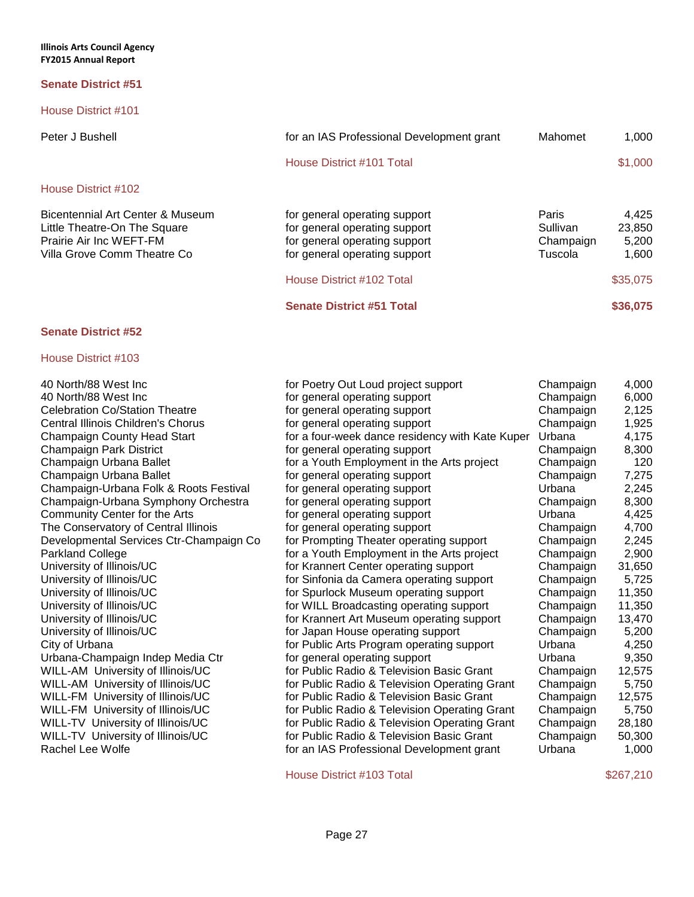## Senate District #51

### House District #101

| | | | |
|---|---|---|---|
| Peter J Bushell | for an IAS Professional Development grant | Mahomet | 1,000 |
| | House District #101 Total | | $1,000 |

### House District #102

| | | | |
|---|---|---|---|
| Bicentennial Art Center & Museum | for general operating support | Paris | 4,425 |
| Little Theatre-On The Square | for general operating support | Sullivan | 23,850 |
| Prairie Air Inc WEFT-FM | for general operating support | Champaign | 5,200 |
| Villa Grove Comm Theatre Co | for general operating support | Tuscola | 1,600 |
| | House District #102 Total | | $35,075 |
| | **Senate District #51 Total** | | **$36,075** |

## Senate District #52

### House District #103

| | | | |
|---|---|---|---|
| 40 North/88 West Inc | for Poetry Out Loud project support | Champaign | 4,000 |
| 40 North/88 West Inc | for general operating support | Champaign | 6,000 |
| Celebration Co/Station Theatre | for general operating support | Champaign | 2,125 |
| Central Illinois Children's Chorus | for general operating support | Champaign | 1,925 |
| Champaign County Head Start | for a four-week dance residency with Kate Kuper | Urbana | 4,175 |
| Champaign Park District | for general operating support | Champaign | 8,300 |
| Champaign Urbana Ballet | for a Youth Employment in the Arts project | Champaign | 120 |
| Champaign Urbana Ballet | for general operating support | Champaign | 7,275 |
| Champaign-Urbana Folk & Roots Festival | for general operating support | Urbana | 2,245 |
| Champaign-Urbana Symphony Orchestra | for general operating support | Champaign | 8,300 |
| Community Center for the Arts | for general operating support | Urbana | 4,425 |
| The Conservatory of Central Illinois | for general operating support | Champaign | 4,700 |
| Developmental Services Ctr-Champaign Co | for Prompting Theater operating support | Champaign | 2,245 |
| Parkland College | for a Youth Employment in the Arts project | Champaign | 2,900 |
| University of Illinois/UC | for Krannert Center operating support | Champaign | 31,650 |
| University of Illinois/UC | for Sinfonia da Camera operating support | Champaign | 5,725 |
| University of Illinois/UC | for Spurlock Museum operating support | Champaign | 11,350 |
| University of Illinois/UC | for WILL Broadcasting operating support | Champaign | 11,350 |
| University of Illinois/UC | for Krannert Art Museum operating support | Champaign | 13,470 |
| University of Illinois/UC | for Japan House operating support | Champaign | 5,200 |
| City of Urbana | for Public Arts Program operating support | Urbana | 4,250 |
| Urbana-Champaign Indep Media Ctr | for general operating support | Urbana | 9,350 |
| WILL-AM University of Illinois/UC | for Public Radio & Television Basic Grant | Champaign | 12,575 |
| WILL-AM University of Illinois/UC | for Public Radio & Television Operating Grant | Champaign | 5,750 |
| WILL-FM University of Illinois/UC | for Public Radio & Television Basic Grant | Champaign | 12,575 |
| WILL-FM University of Illinois/UC | for Public Radio & Television Operating Grant | Champaign | 5,750 |
| WILL-TV University of Illinois/UC | for Public Radio & Television Operating Grant | Champaign | 28,180 |
| WILL-TV University of Illinois/UC | for Public Radio & Television Basic Grant | Champaign | 50,300 |
| Rachel Lee Wolfe | for an IAS Professional Development grant | Urbana | 1,000 |
| | House District #103 Total | | $267,210 |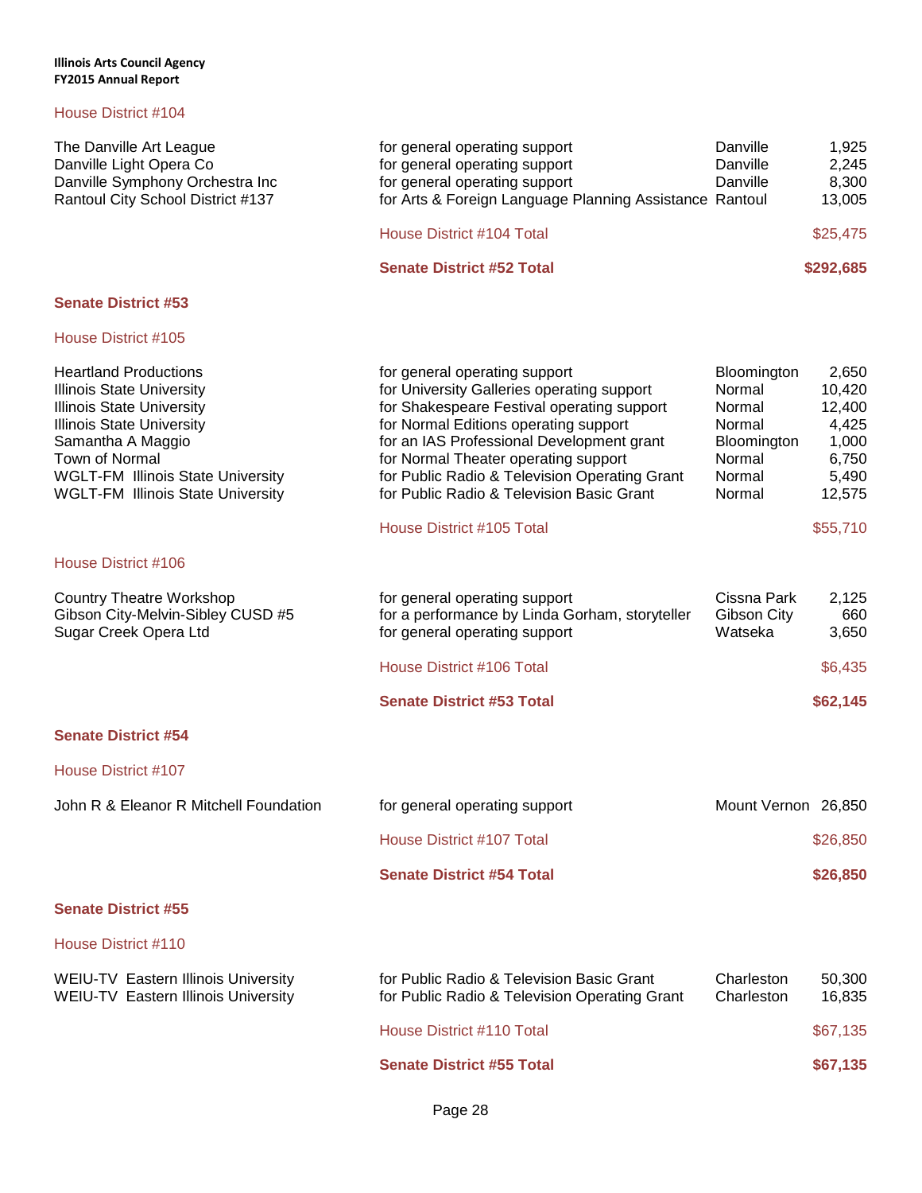House District #104

| | | | |
|---|---|---|---|
| The Danville Art League | for general operating support | Danville | 1,925 |
| Danville Light Opera Co | for general operating support | Danville | 2,245 |
| Danville Symphony Orchestra Inc | for general operating support | Danville | 8,300 |
| Rantoul City School District #137 | for Arts & Foreign Language Planning Assistance | Rantoul | 13,005 |
| | House District #104 Total | | $25,475 |
| | **Senate District #52 Total** | | **$292,685** |

## Senate District #53

House District #105

| | | | |
|---|---|---|---|
| Heartland Productions | for general operating support | Bloomington | 2,650 |
| Illinois State University | for University Galleries operating support | Normal | 10,420 |
| Illinois State University | for Shakespeare Festival operating support | Normal | 12,400 |
| Illinois State University | for Normal Editions operating support | Normal | 4,425 |
| Samantha A Maggio | for an IAS Professional Development grant | Bloomington | 1,000 |
| Town of Normal | for Normal Theater operating support | Normal | 6,750 |
| WGLT-FM Illinois State University | for Public Radio & Television Operating Grant | Normal | 5,490 |
| WGLT-FM Illinois State University | for Public Radio & Television Basic Grant | Normal | 12,575 |
| | House District #105 Total | | $55,710 |

House District #106

| | | | |
|---|---|---|---|
| Country Theatre Workshop | for general operating support | Cissna Park | 2,125 |
| Gibson City-Melvin-Sibley CUSD #5 | for a performance by Linda Gorham, storyteller | Gibson City | 660 |
| Sugar Creek Opera Ltd | for general operating support | Watseka | 3,650 |
| | House District #106 Total | | $6,435 |
| | **Senate District #53 Total** | | **$62,145** |

## Senate District #54

House District #107

| | | | |
|---|---|---|---|
| John R & Eleanor R Mitchell Foundation | for general operating support | Mount Vernon | 26,850 |
| | House District #107 Total | | $26,850 |
| | **Senate District #54 Total** | | **$26,850** |

## Senate District #55

House District #110

| | | | |
|---|---|---|---|
| WEIU-TV Eastern Illinois University | for Public Radio & Television Basic Grant | Charleston | 50,300 |
| WEIU-TV Eastern Illinois University | for Public Radio & Television Operating Grant | Charleston | 16,835 |
| | House District #110 Total | | $67,135 |
| | **Senate District #55 Total** | | **$67,135** |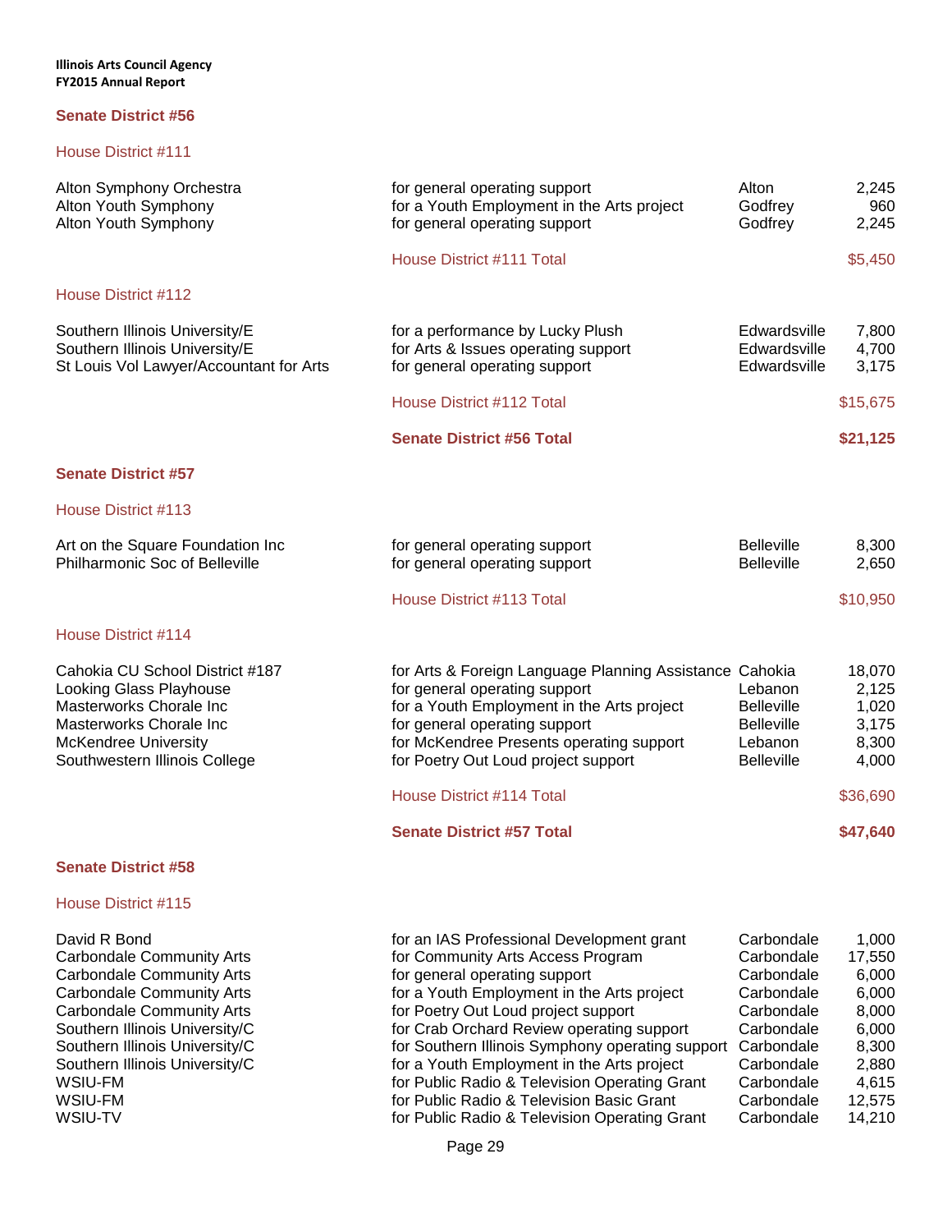## Senate District #56

### House District #111

| | | | |
|---|---|---|---|
| Alton Symphony Orchestra | for general operating support | Alton | 2,245 |
| Alton Youth Symphony | for a Youth Employment in the Arts project | Godfrey | 960 |
| Alton Youth Symphony | for general operating support | Godfrey | 2,245 |
| | House District #111 Total | | $5,450 |

### House District #112

| | | | |
|---|---|---|---|
| Southern Illinois University/E | for a performance by Lucky Plush | Edwardsville | 7,800 |
| Southern Illinois University/E | for Arts & Issues operating support | Edwardsville | 4,700 |
| St Louis Vol Lawyer/Accountant for Arts | for general operating support | Edwardsville | 3,175 |
| | House District #112 Total | | $15,675 |
| | **Senate District #56 Total** | | **$21,125** |

## Senate District #57

### House District #113

| | | | |
|---|---|---|---|
| Art on the Square Foundation Inc | for general operating support | Belleville | 8,300 |
| Philharmonic Soc of Belleville | for general operating support | Belleville | 2,650 |
| | House District #113 Total | | $10,950 |

### House District #114

| | | | |
|---|---|---|---|
| Cahokia CU School District #187 | for Arts & Foreign Language Planning Assistance | Cahokia | 18,070 |
| Looking Glass Playhouse | for general operating support | Lebanon | 2,125 |
| Masterworks Chorale Inc | for a Youth Employment in the Arts project | Belleville | 1,020 |
| Masterworks Chorale Inc | for general operating support | Belleville | 3,175 |
| McKendree University | for McKendree Presents operating support | Lebanon | 8,300 |
| Southwestern Illinois College | for Poetry Out Loud project support | Belleville | 4,000 |
| | House District #114 Total | | $36,690 |
| | **Senate District #57 Total** | | **$47,640** |

## Senate District #58

### House District #115

| | | | |
|---|---|---|---|
| David R Bond | for an IAS Professional Development grant | Carbondale | 1,000 |
| Carbondale Community Arts | for Community Arts Access Program | Carbondale | 17,550 |
| Carbondale Community Arts | for general operating support | Carbondale | 6,000 |
| Carbondale Community Arts | for a Youth Employment in the Arts project | Carbondale | 6,000 |
| Carbondale Community Arts | for Poetry Out Loud project support | Carbondale | 8,000 |
| Southern Illinois University/C | for Crab Orchard Review operating support | Carbondale | 6,000 |
| Southern Illinois University/C | for Southern Illinois Symphony operating support | Carbondale | 8,300 |
| Southern Illinois University/C | for a Youth Employment in the Arts project | Carbondale | 2,880 |
| WSIU-FM | for Public Radio & Television Operating Grant | Carbondale | 4,615 |
| WSIU-FM | for Public Radio & Television Basic Grant | Carbondale | 12,575 |
| WSIU-TV | for Public Radio & Television Operating Grant | Carbondale | 14,210 |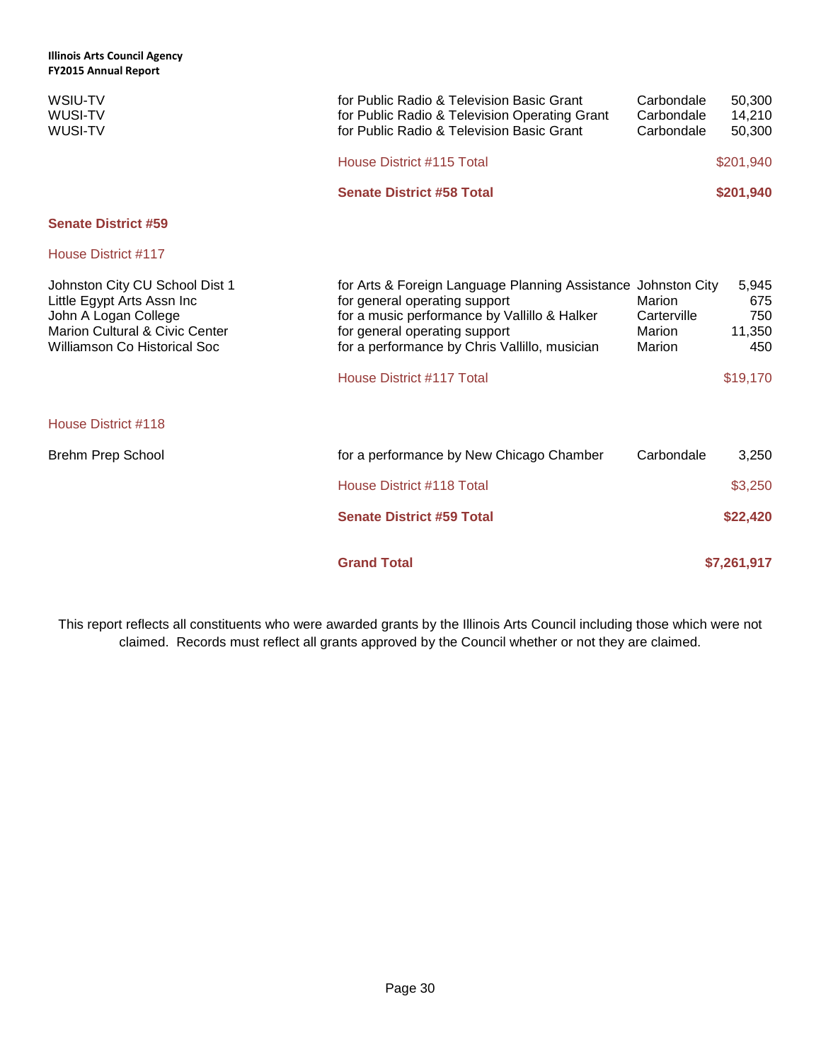| | | | |
|---|---|---|---|
| WSIU-TV | for Public Radio & Television Basic Grant | Carbondale | 50,300 |
| WUSI-TV | for Public Radio & Television Operating Grant | Carbondale | 14,210 |
| WUSI-TV | for Public Radio & Television Basic Grant | Carbondale | 50,300 |
| | House District #115 Total | | $201,940 |
| | **Senate District #58 Total** | | **$201,940** |

## Senate District #59

### House District #117

| | | | |
|---|---|---|---|
| Johnston City CU School Dist 1 | for Arts & Foreign Language Planning Assistance | Johnston City | 5,945 |
| Little Egypt Arts Assn Inc | for general operating support | Marion | 675 |
| John A Logan College | for a music performance by Vallillo & Halker | Carterville | 750 |
| Marion Cultural & Civic Center | for general operating support | Marion | 11,350 |
| Williamson Co Historical Soc | for a performance by Chris Vallillo, musician | Marion | 450 |
| | House District #117 Total | | $19,170 |

### House District #118

| | | | |
|---|---|---|---|
| Brehm Prep School | for a performance by New Chicago Chamber | Carbondale | 3,250 |
| | House District #118 Total | | $3,250 |
| | **Senate District #59 Total** | | **$22,420** |
| | **Grand Total** | | **$7,261,917** |

This report reflects all constituents who were awarded grants by the Illinois Arts Council including those which were not claimed. Records must reflect all grants approved by the Council whether or not they are claimed.